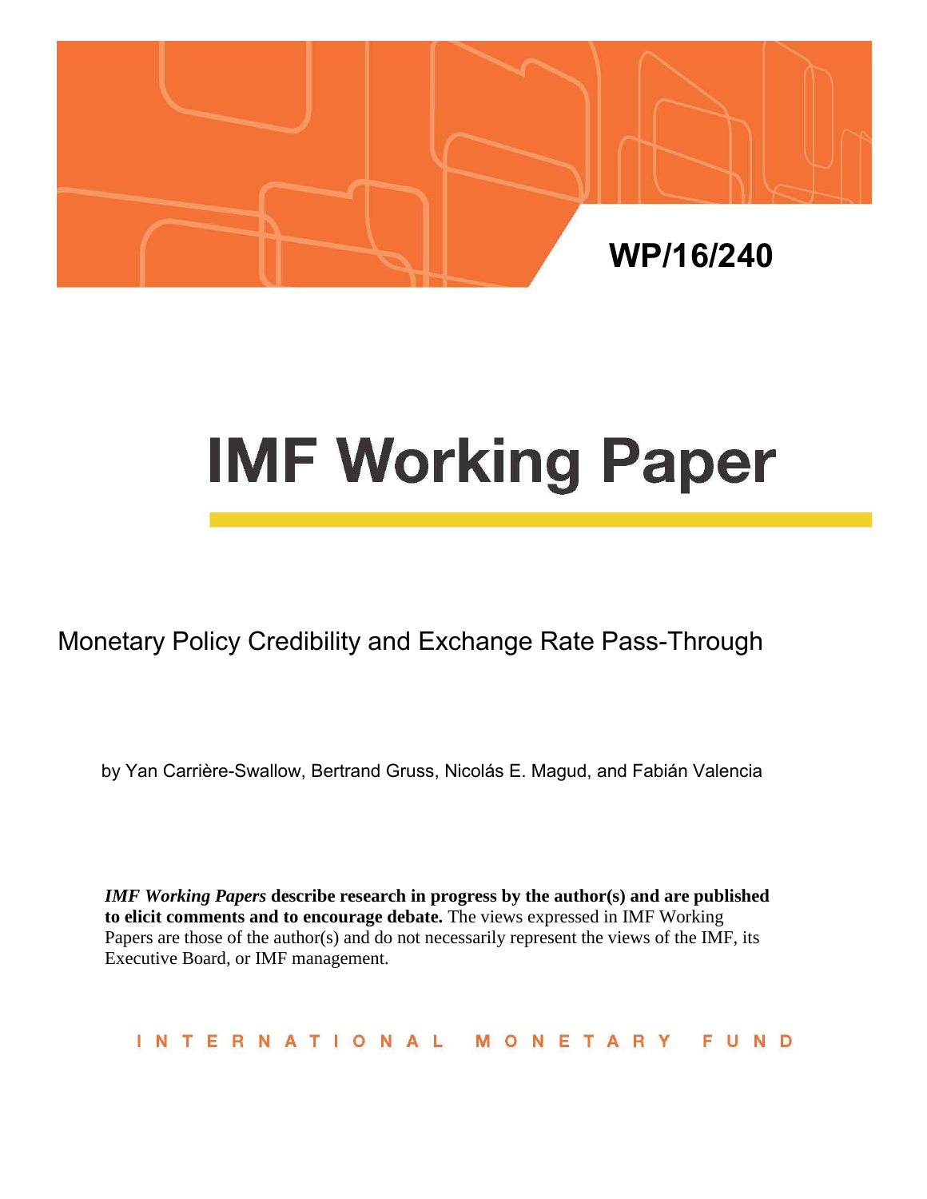WP/16/240

# IMF Working Paper

Monetary Policy Credibility and Exchange Rate Pass-Through

by Yan Carrière-Swallow, Bertrand Gruss, Nicolás E. Magud, and Fabián Valencia

***IMF Working Papers*** **describe research in progress by the author(s) and are published to elicit comments and to encourage debate.** The views expressed in IMF Working Papers are those of the author(s) and do not necessarily represent the views of the IMF, its Executive Board, or IMF management.

INTERNATIONAL MONETARY FUND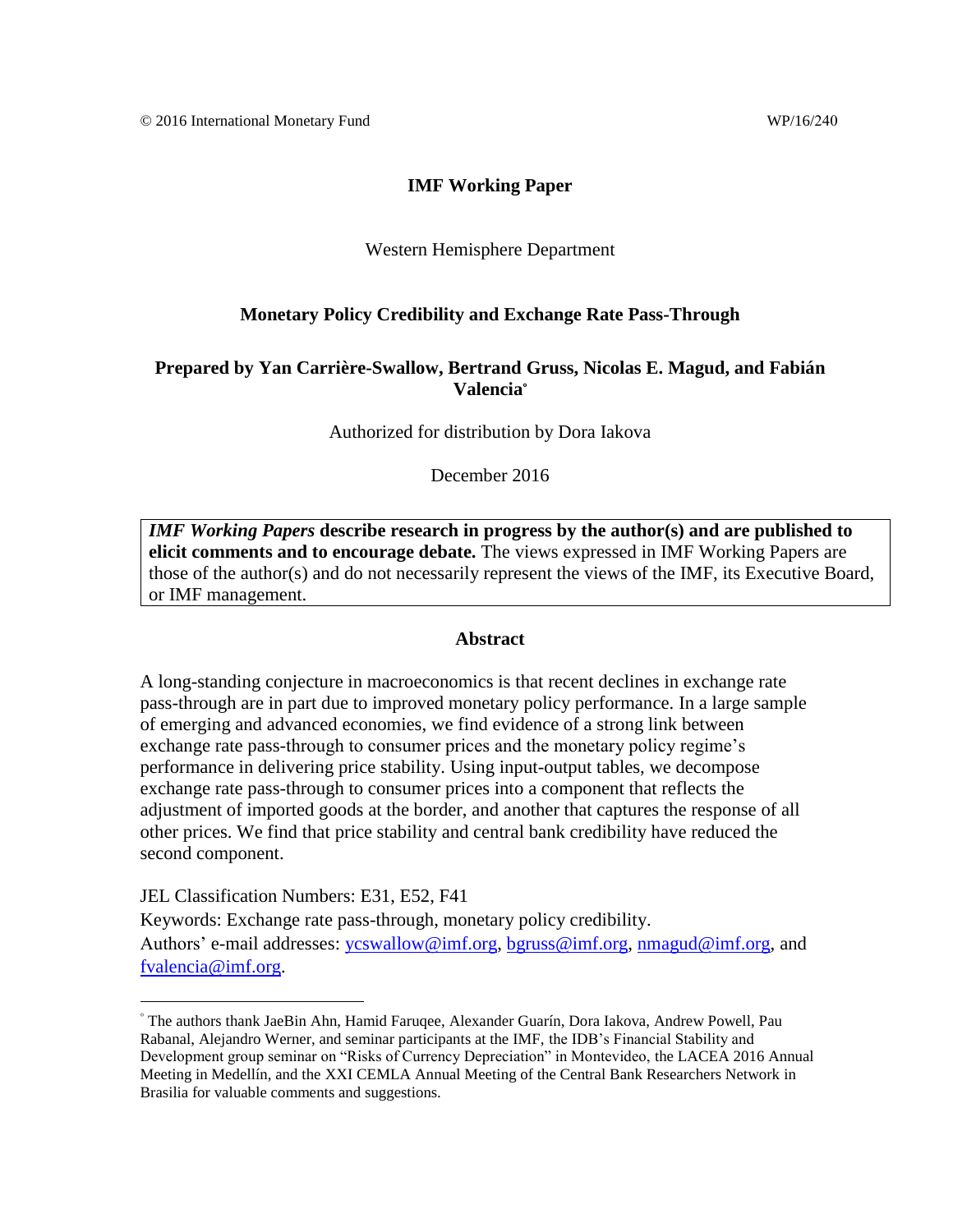© 2016 International Monetary Fund WP/16/240

**IMF Working Paper**

Western Hemisphere Department

**Monetary Policy Credibility and Exchange Rate Pass-Through**

**Prepared by Yan Carrière-Swallow, Bertrand Gruss, Nicolas E. Magud, and Fabián Valencia**[°]

Authorized for distribution by Dora Iakova

December 2016

> ***IMF Working Papers* describe research in progress by the author(s) and are published to elicit comments and to encourage debate.** The views expressed in IMF Working Papers are those of the author(s) and do not necessarily represent the views of the IMF, its Executive Board, or IMF management.

**Abstract**

A long-standing conjecture in macroeconomics is that recent declines in exchange rate pass-through are in part due to improved monetary policy performance. In a large sample of emerging and advanced economies, we find evidence of a strong link between exchange rate pass-through to consumer prices and the monetary policy regime's performance in delivering price stability. Using input-output tables, we decompose exchange rate pass-through to consumer prices into a component that reflects the adjustment of imported goods at the border, and another that captures the response of all other prices. We find that price stability and central bank credibility have reduced the second component.

JEL Classification Numbers: E31, E52, F41

Keywords: Exchange rate pass-through, monetary policy credibility.

Authors' e-mail addresses: ycswallow@imf.org, bgruss@imf.org, nmagud@imf.org, and fvalencia@imf.org.

---

[°] The authors thank JaeBin Ahn, Hamid Faruqee, Alexander Guarín, Dora Iakova, Andrew Powell, Pau Rabanal, Alejandro Werner, and seminar participants at the IMF, the IDB's Financial Stability and Development group seminar on "Risks of Currency Depreciation" in Montevideo, the LACEA 2016 Annual Meeting in Medellín, and the XXI CEMLA Annual Meeting of the Central Bank Researchers Network in Brasilia for valuable comments and suggestions.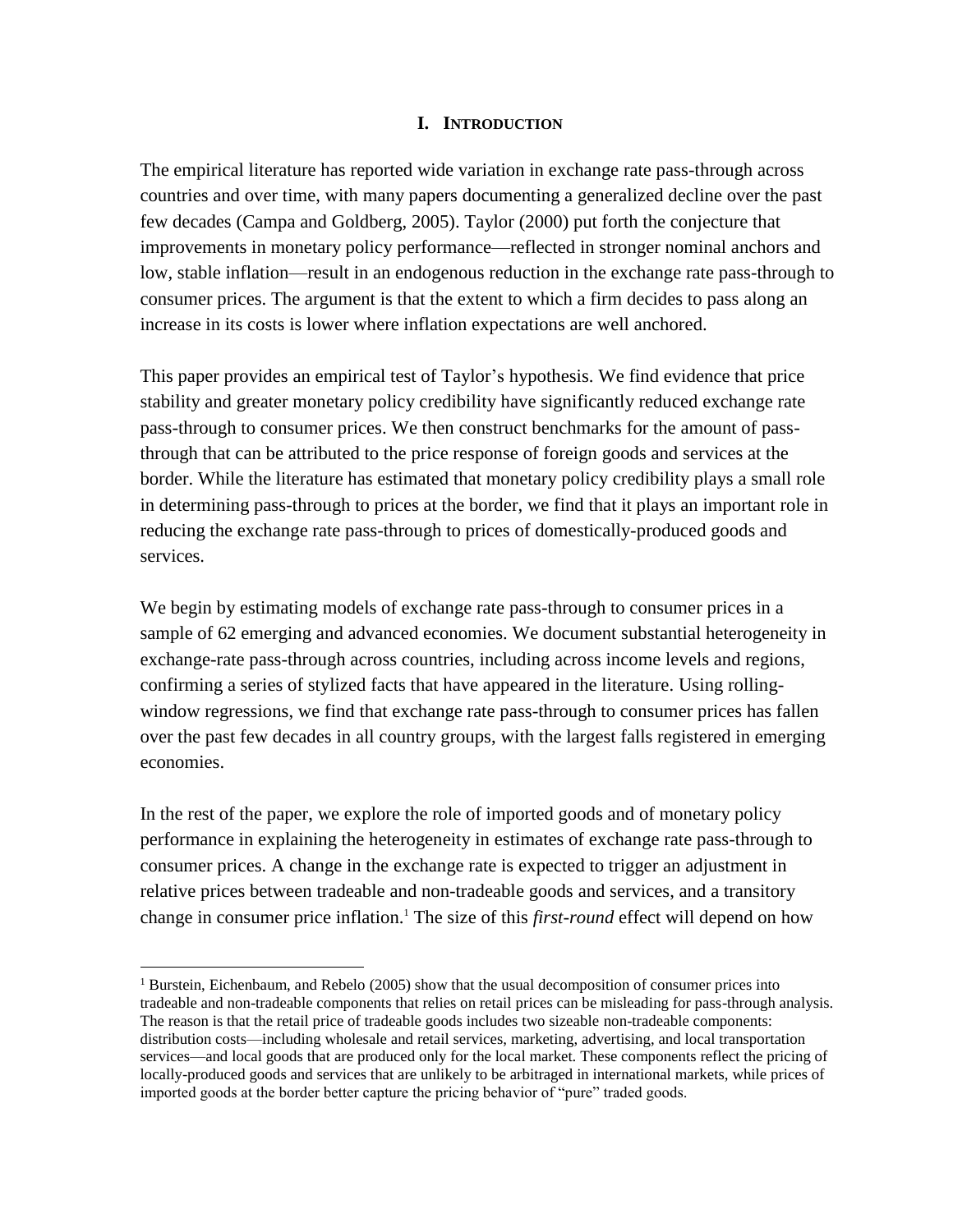# I. Introduction

The empirical literature has reported wide variation in exchange rate pass-through across countries and over time, with many papers documenting a generalized decline over the past few decades (Campa and Goldberg, 2005). Taylor (2000) put forth the conjecture that improvements in monetary policy performance—reflected in stronger nominal anchors and low, stable inflation—result in an endogenous reduction in the exchange rate pass-through to consumer prices. The argument is that the extent to which a firm decides to pass along an increase in its costs is lower where inflation expectations are well anchored.

This paper provides an empirical test of Taylor's hypothesis. We find evidence that price stability and greater monetary policy credibility have significantly reduced exchange rate pass-through to consumer prices. We then construct benchmarks for the amount of pass-through that can be attributed to the price response of foreign goods and services at the border. While the literature has estimated that monetary policy credibility plays a small role in determining pass-through to prices at the border, we find that it plays an important role in reducing the exchange rate pass-through to prices of domestically-produced goods and services.

We begin by estimating models of exchange rate pass-through to consumer prices in a sample of 62 emerging and advanced economies. We document substantial heterogeneity in exchange-rate pass-through across countries, including across income levels and regions, confirming a series of stylized facts that have appeared in the literature. Using rolling-window regressions, we find that exchange rate pass-through to consumer prices has fallen over the past few decades in all country groups, with the largest falls registered in emerging economies.

In the rest of the paper, we explore the role of imported goods and of monetary policy performance in explaining the heterogeneity in estimates of exchange rate pass-through to consumer prices. A change in the exchange rate is expected to trigger an adjustment in relative prices between tradeable and non-tradeable goods and services, and a transitory change in consumer price inflation.[1] The size of this *first-round* effect will depend on how

[1] Burstein, Eichenbaum, and Rebelo (2005) show that the usual decomposition of consumer prices into tradeable and non-tradeable components that relies on retail prices can be misleading for pass-through analysis. The reason is that the retail price of tradeable goods includes two sizeable non-tradeable components: distribution costs—including wholesale and retail services, marketing, advertising, and local transportation services—and local goods that are produced only for the local market. These components reflect the pricing of locally-produced goods and services that are unlikely to be arbitraged in international markets, while prices of imported goods at the border better capture the pricing behavior of "pure" traded goods.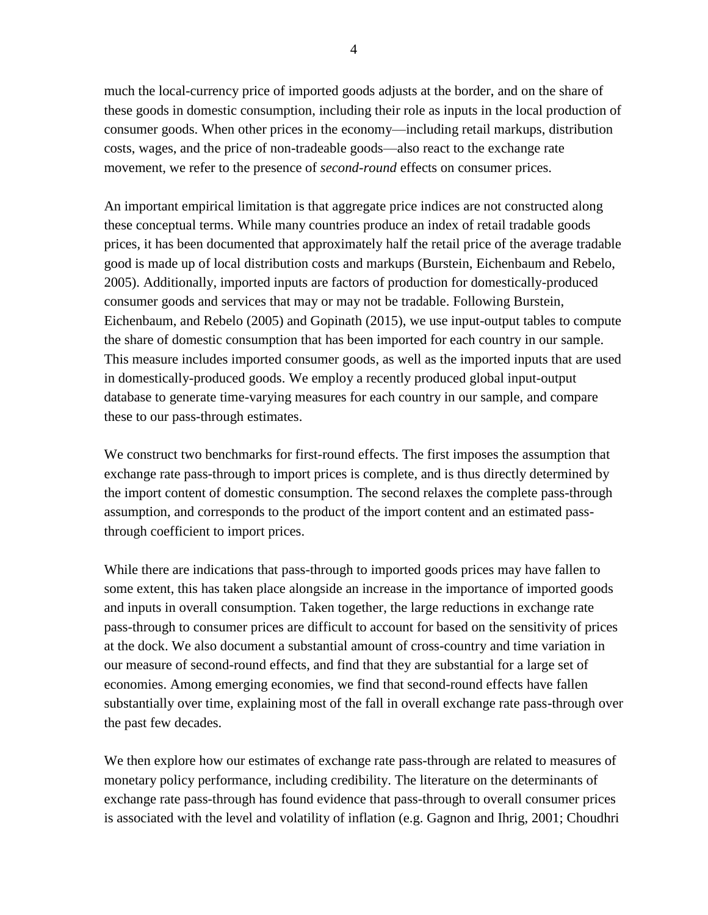much the local-currency price of imported goods adjusts at the border, and on the share of these goods in domestic consumption, including their role as inputs in the local production of consumer goods. When other prices in the economy—including retail markups, distribution costs, wages, and the price of non-tradeable goods—also react to the exchange rate movement, we refer to the presence of *second-round* effects on consumer prices.

An important empirical limitation is that aggregate price indices are not constructed along these conceptual terms. While many countries produce an index of retail tradable goods prices, it has been documented that approximately half the retail price of the average tradable good is made up of local distribution costs and markups (Burstein, Eichenbaum and Rebelo, 2005). Additionally, imported inputs are factors of production for domestically-produced consumer goods and services that may or may not be tradable. Following Burstein, Eichenbaum, and Rebelo (2005) and Gopinath (2015), we use input-output tables to compute the share of domestic consumption that has been imported for each country in our sample. This measure includes imported consumer goods, as well as the imported inputs that are used in domestically-produced goods. We employ a recently produced global input-output database to generate time-varying measures for each country in our sample, and compare these to our pass-through estimates.

We construct two benchmarks for first-round effects. The first imposes the assumption that exchange rate pass-through to import prices is complete, and is thus directly determined by the import content of domestic consumption. The second relaxes the complete pass-through assumption, and corresponds to the product of the import content and an estimated pass-through coefficient to import prices.

While there are indications that pass-through to imported goods prices may have fallen to some extent, this has taken place alongside an increase in the importance of imported goods and inputs in overall consumption. Taken together, the large reductions in exchange rate pass-through to consumer prices are difficult to account for based on the sensitivity of prices at the dock. We also document a substantial amount of cross-country and time variation in our measure of second-round effects, and find that they are substantial for a large set of economies. Among emerging economies, we find that second-round effects have fallen substantially over time, explaining most of the fall in overall exchange rate pass-through over the past few decades.

We then explore how our estimates of exchange rate pass-through are related to measures of monetary policy performance, including credibility. The literature on the determinants of exchange rate pass-through has found evidence that pass-through to overall consumer prices is associated with the level and volatility of inflation (e.g. Gagnon and Ihrig, 2001; Choudhri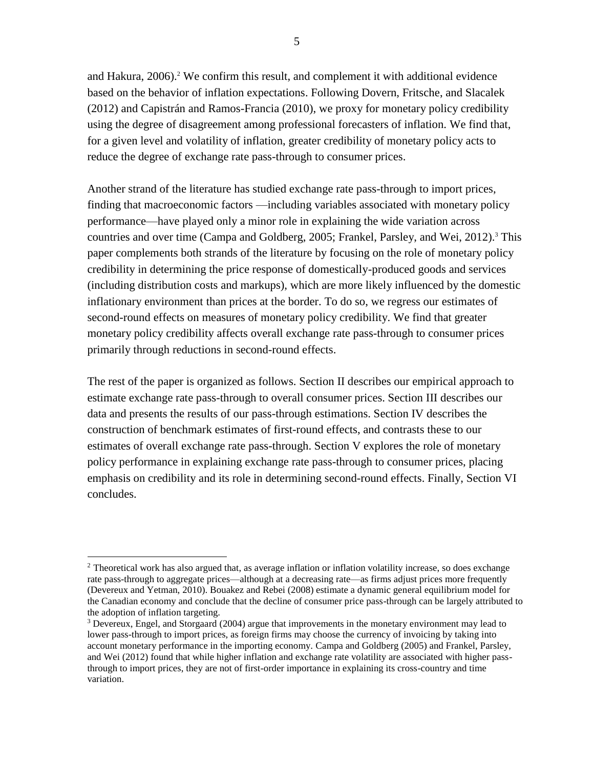and Hakura, 2006).[2] We confirm this result, and complement it with additional evidence based on the behavior of inflation expectations. Following Dovern, Fritsche, and Slacalek (2012) and Capistrán and Ramos-Francia (2010), we proxy for monetary policy credibility using the degree of disagreement among professional forecasters of inflation. We find that, for a given level and volatility of inflation, greater credibility of monetary policy acts to reduce the degree of exchange rate pass-through to consumer prices.

Another strand of the literature has studied exchange rate pass-through to import prices, finding that macroeconomic factors —including variables associated with monetary policy performance—have played only a minor role in explaining the wide variation across countries and over time (Campa and Goldberg, 2005; Frankel, Parsley, and Wei, 2012).[3] This paper complements both strands of the literature by focusing on the role of monetary policy credibility in determining the price response of domestically-produced goods and services (including distribution costs and markups), which are more likely influenced by the domestic inflationary environment than prices at the border. To do so, we regress our estimates of second-round effects on measures of monetary policy credibility. We find that greater monetary policy credibility affects overall exchange rate pass-through to consumer prices primarily through reductions in second-round effects.

The rest of the paper is organized as follows. Section II describes our empirical approach to estimate exchange rate pass-through to overall consumer prices. Section III describes our data and presents the results of our pass-through estimations. Section IV describes the construction of benchmark estimates of first-round effects, and contrasts these to our estimates of overall exchange rate pass-through. Section V explores the role of monetary policy performance in explaining exchange rate pass-through to consumer prices, placing emphasis on credibility and its role in determining second-round effects. Finally, Section VI concludes.

---

[2] Theoretical work has also argued that, as average inflation or inflation volatility increase, so does exchange rate pass-through to aggregate prices—although at a decreasing rate—as firms adjust prices more frequently (Devereux and Yetman, 2010). Bouakez and Rebei (2008) estimate a dynamic general equilibrium model for the Canadian economy and conclude that the decline of consumer price pass-through can be largely attributed to the adoption of inflation targeting.

[3] Devereux, Engel, and Storgaard (2004) argue that improvements in the monetary environment may lead to lower pass-through to import prices, as foreign firms may choose the currency of invoicing by taking into account monetary performance in the importing economy. Campa and Goldberg (2005) and Frankel, Parsley, and Wei (2012) found that while higher inflation and exchange rate volatility are associated with higher pass-through to import prices, they are not of first-order importance in explaining its cross-country and time variation.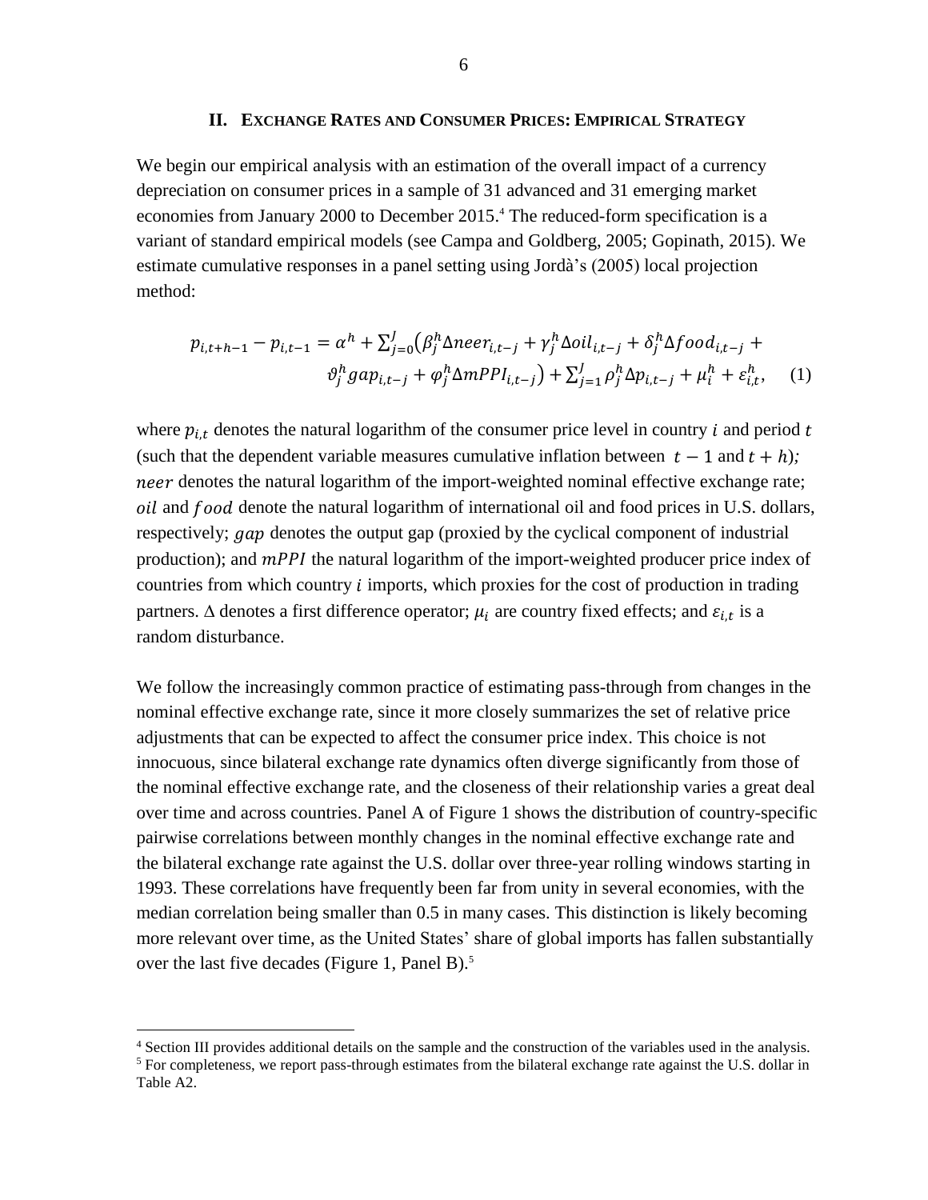## II. Exchange Rates and Consumer Prices: Empirical Strategy

We begin our empirical analysis with an estimation of the overall impact of a currency depreciation on consumer prices in a sample of 31 advanced and 31 emerging market economies from January 2000 to December 2015.[4] The reduced-form specification is a variant of standard empirical models (see Campa and Goldberg, 2005; Gopinath, 2015). We estimate cumulative responses in a panel setting using Jordà's (2005) local projection method:

$$p_{i,t+h-1} - p_{i,t-1} = \alpha^h + \sum_{j=0}^{J} \left( \beta_j^h \Delta neer_{i,t-j} + \gamma_j^h \Delta oil_{i,t-j} + \delta_j^h \Delta food_{i,t-j} + \vartheta_j^h gap_{i,t-j} + \varphi_j^h \Delta mPPI_{i,t-j} \right) + \sum_{j=1}^{J} \rho_j^h \Delta p_{i,t-j} + \mu_i^h + \varepsilon_{i,t}^h, \quad (1)$$

where $p_{i,t}$ denotes the natural logarithm of the consumer price level in country $i$ and period $t$ (such that the dependent variable measures cumulative inflation between $t-1$ and $t+h$); $neer$ denotes the natural logarithm of the import-weighted nominal effective exchange rate; $oil$ and $food$ denote the natural logarithm of international oil and food prices in U.S. dollars, respectively; $gap$ denotes the output gap (proxied by the cyclical component of industrial production); and $mPPI$ the natural logarithm of the import-weighted producer price index of countries from which country $i$ imports, which proxies for the cost of production in trading partners. $\Delta$ denotes a first difference operator; $\mu_i$ are country fixed effects; and $\varepsilon_{i,t}$ is a random disturbance.

We follow the increasingly common practice of estimating pass-through from changes in the nominal effective exchange rate, since it more closely summarizes the set of relative price adjustments that can be expected to affect the consumer price index. This choice is not innocuous, since bilateral exchange rate dynamics often diverge significantly from those of the nominal effective exchange rate, and the closeness of their relationship varies a great deal over time and across countries. Panel A of Figure 1 shows the distribution of country-specific pairwise correlations between monthly changes in the nominal effective exchange rate and the bilateral exchange rate against the U.S. dollar over three-year rolling windows starting in 1993. These correlations have frequently been far from unity in several economies, with the median correlation being smaller than 0.5 in many cases. This distinction is likely becoming more relevant over time, as the United States' share of global imports has fallen substantially over the last five decades (Figure 1, Panel B).[5]

[4] Section III provides additional details on the sample and the construction of the variables used in the analysis.

[5] For completeness, we report pass-through estimates from the bilateral exchange rate against the U.S. dollar in Table A2.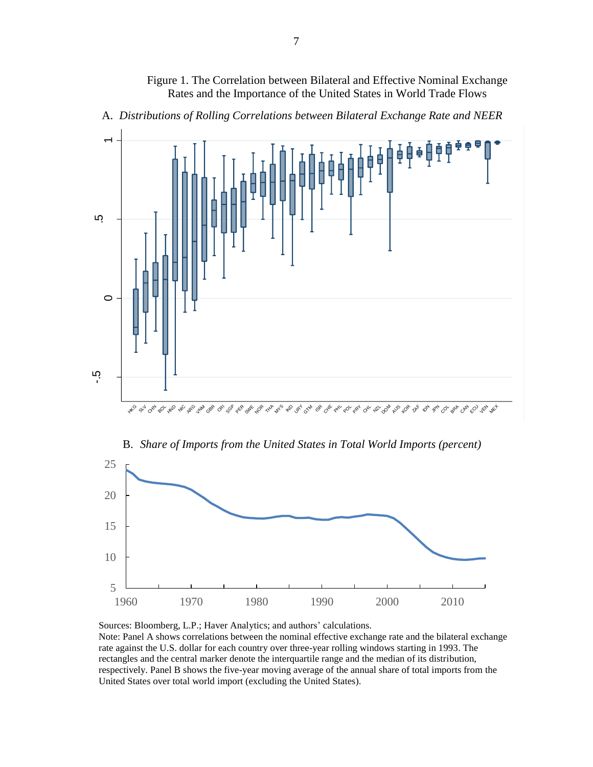Figure 1. The Correlation between Bilateral and Effective Nominal Exchange Rates and the Importance of the United States in World Trade Flows

A. *Distributions of Rolling Correlations between Bilateral Exchange Rate and NEER*

B. *Share of Imports from the United States in Total World Imports (percent)*

Sources: Bloomberg, L.P.; Haver Analytics; and authors' calculations.

Note: Panel A shows correlations between the nominal effective exchange rate and the bilateral exchange rate against the U.S. dollar for each country over three-year rolling windows starting in 1993. The rectangles and the central marker denote the interquartile range and the median of its distribution, respectively. Panel B shows the five-year moving average of the annual share of total imports from the United States over total world import (excluding the United States).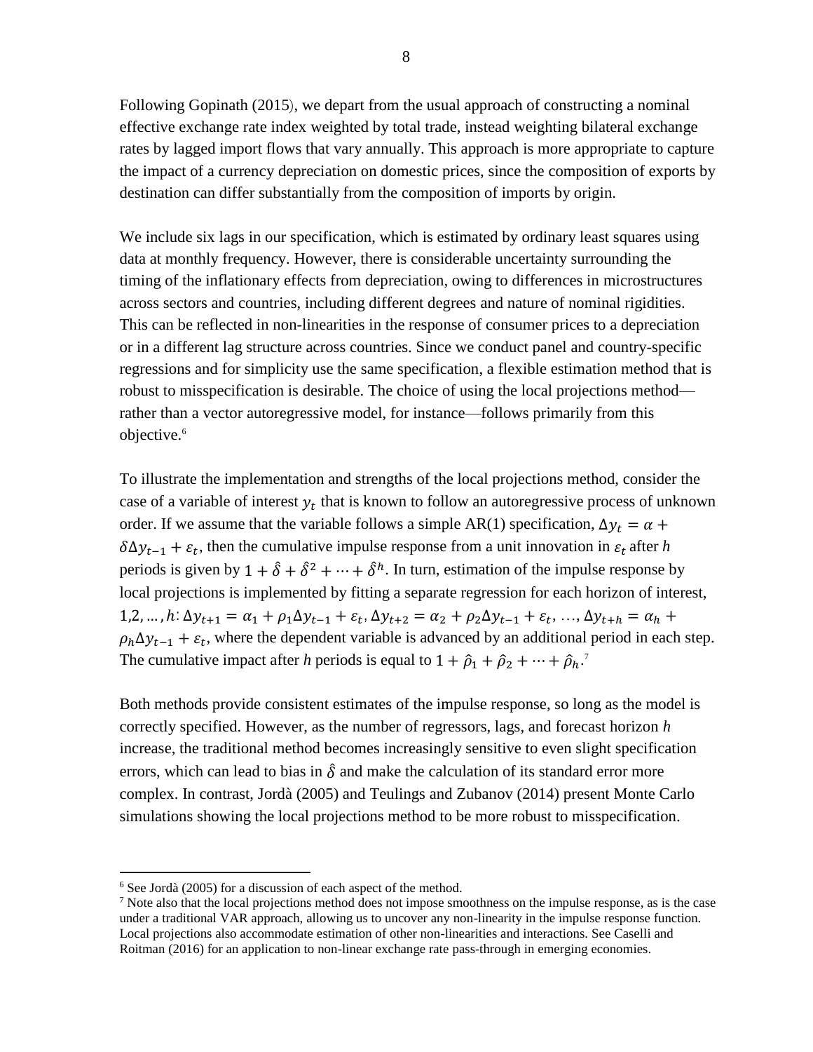Following Gopinath (2015), we depart from the usual approach of constructing a nominal effective exchange rate index weighted by total trade, instead weighting bilateral exchange rates by lagged import flows that vary annually. This approach is more appropriate to capture the impact of a currency depreciation on domestic prices, since the composition of exports by destination can differ substantially from the composition of imports by origin.

We include six lags in our specification, which is estimated by ordinary least squares using data at monthly frequency. However, there is considerable uncertainty surrounding the timing of the inflationary effects from depreciation, owing to differences in microstructures across sectors and countries, including different degrees and nature of nominal rigidities. This can be reflected in non-linearities in the response of consumer prices to a depreciation or in a different lag structure across countries. Since we conduct panel and country-specific regressions and for simplicity use the same specification, a flexible estimation method that is robust to misspecification is desirable. The choice of using the local projections method—rather than a vector autoregressive model, for instance—follows primarily from this objective.[6]

To illustrate the implementation and strengths of the local projections method, consider the case of a variable of interest $y_t$ that is known to follow an autoregressive process of unknown order. If we assume that the variable follows a simple AR(1) specification, $\Delta y_t = \alpha + \delta \Delta y_{t-1} + \varepsilon_t$, then the cumulative impulse response from a unit innovation in $\varepsilon_t$ after *h* periods is given by $1 + \hat{\delta} + \hat{\delta}^2 + \cdots + \hat{\delta}^h$. In turn, estimation of the impulse response by local projections is implemented by fitting a separate regression for each horizon of interest, $1, 2, \ldots, h$: $\Delta y_{t+1} = \alpha_1 + \rho_1 \Delta y_{t-1} + \varepsilon_t$, $\Delta y_{t+2} = \alpha_2 + \rho_2 \Delta y_{t-1} + \varepsilon_t$, …, $\Delta y_{t+h} = \alpha_h + \rho_h \Delta y_{t-1} + \varepsilon_t$, where the dependent variable is advanced by an additional period in each step. The cumulative impact after *h* periods is equal to $1 + \hat{\rho}_1 + \hat{\rho}_2 + \cdots + \hat{\rho}_h$.[7]

Both methods provide consistent estimates of the impulse response, so long as the model is correctly specified. However, as the number of regressors, lags, and forecast horizon *h* increase, the traditional method becomes increasingly sensitive to even slight specification errors, which can lead to bias in $\hat{\delta}$ and make the calculation of its standard error more complex. In contrast, Jordà (2005) and Teulings and Zubanov (2014) present Monte Carlo simulations showing the local projections method to be more robust to misspecification.

---

[6] See Jordà (2005) for a discussion of each aspect of the method.

[7] Note also that the local projections method does not impose smoothness on the impulse response, as is the case under a traditional VAR approach, allowing us to uncover any non-linearity in the impulse response function. Local projections also accommodate estimation of other non-linearities and interactions. See Caselli and Roitman (2016) for an application to non-linear exchange rate pass-through in emerging economies.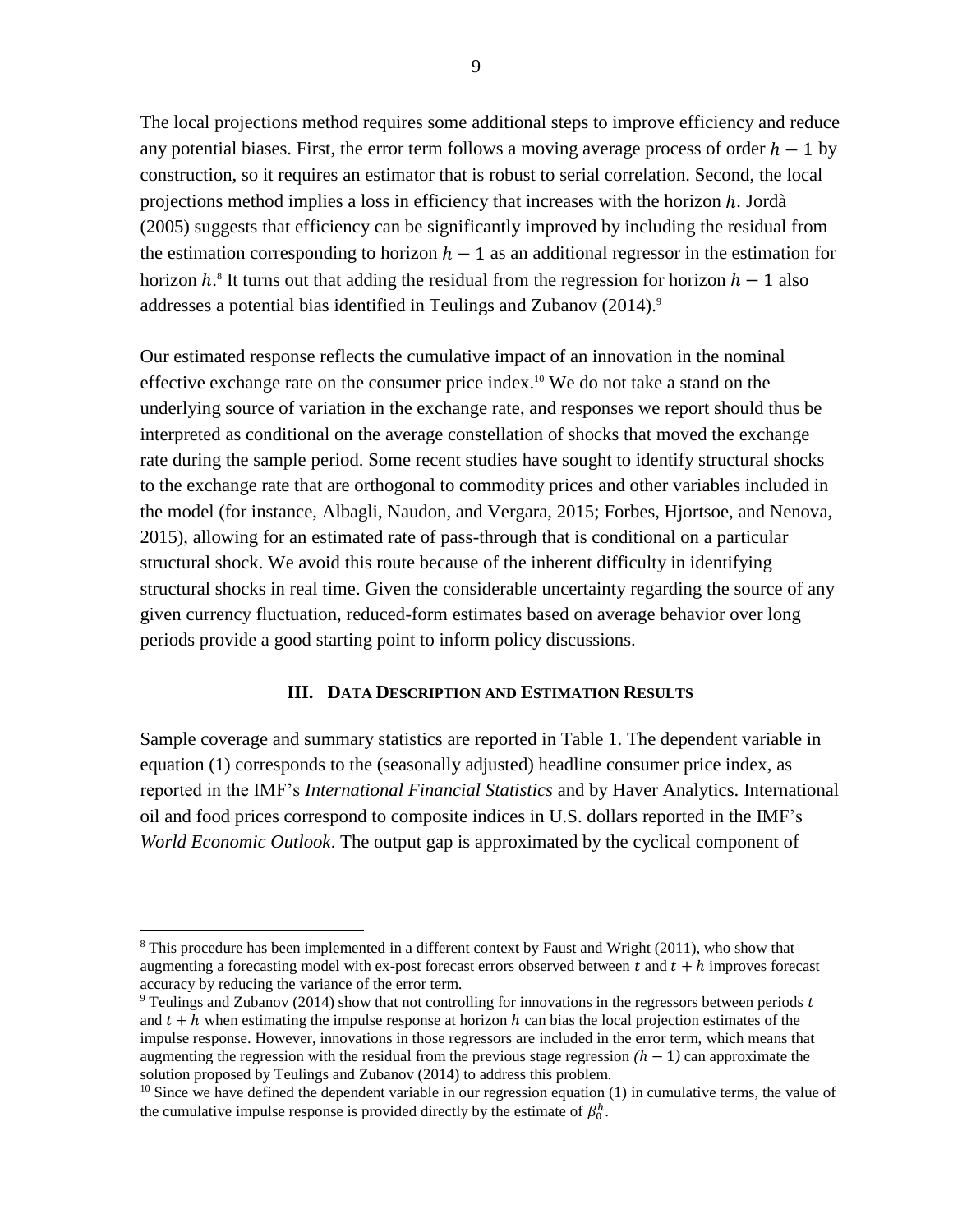The local projections method requires some additional steps to improve efficiency and reduce any potential biases. First, the error term follows a moving average process of order $h - 1$ by construction, so it requires an estimator that is robust to serial correlation. Second, the local projections method implies a loss in efficiency that increases with the horizon $h$. Jordà (2005) suggests that efficiency can be significantly improved by including the residual from the estimation corresponding to horizon $h - 1$ as an additional regressor in the estimation for horizon $h$.[8] It turns out that adding the residual from the regression for horizon $h - 1$ also addresses a potential bias identified in Teulings and Zubanov (2014).[9]

Our estimated response reflects the cumulative impact of an innovation in the nominal effective exchange rate on the consumer price index.[10] We do not take a stand on the underlying source of variation in the exchange rate, and responses we report should thus be interpreted as conditional on the average constellation of shocks that moved the exchange rate during the sample period. Some recent studies have sought to identify structural shocks to the exchange rate that are orthogonal to commodity prices and other variables included in the model (for instance, Albagli, Naudon, and Vergara, 2015; Forbes, Hjortsoe, and Nenova, 2015), allowing for an estimated rate of pass-through that is conditional on a particular structural shock. We avoid this route because of the inherent difficulty in identifying structural shocks in real time. Given the considerable uncertainty regarding the source of any given currency fluctuation, reduced-form estimates based on average behavior over long periods provide a good starting point to inform policy discussions.

## III. Data Description and Estimation Results

Sample coverage and summary statistics are reported in Table 1. The dependent variable in equation (1) corresponds to the (seasonally adjusted) headline consumer price index, as reported in the IMF's *International Financial Statistics* and by Haver Analytics. International oil and food prices correspond to composite indices in U.S. dollars reported in the IMF's *World Economic Outlook*. The output gap is approximated by the cyclical component of

---

[8] This procedure has been implemented in a different context by Faust and Wright (2011), who show that augmenting a forecasting model with ex-post forecast errors observed between $t$ and $t + h$ improves forecast accuracy by reducing the variance of the error term.

[9] Teulings and Zubanov (2014) show that not controlling for innovations in the regressors between periods $t$ and $t + h$ when estimating the impulse response at horizon $h$ can bias the local projection estimates of the impulse response. However, innovations in those regressors are included in the error term, which means that augmenting the regression with the residual from the previous stage regression $(h - 1)$ can approximate the solution proposed by Teulings and Zubanov (2014) to address this problem.

[10] Since we have defined the dependent variable in our regression equation (1) in cumulative terms, the value of the cumulative impulse response is provided directly by the estimate of $\beta_0^h$.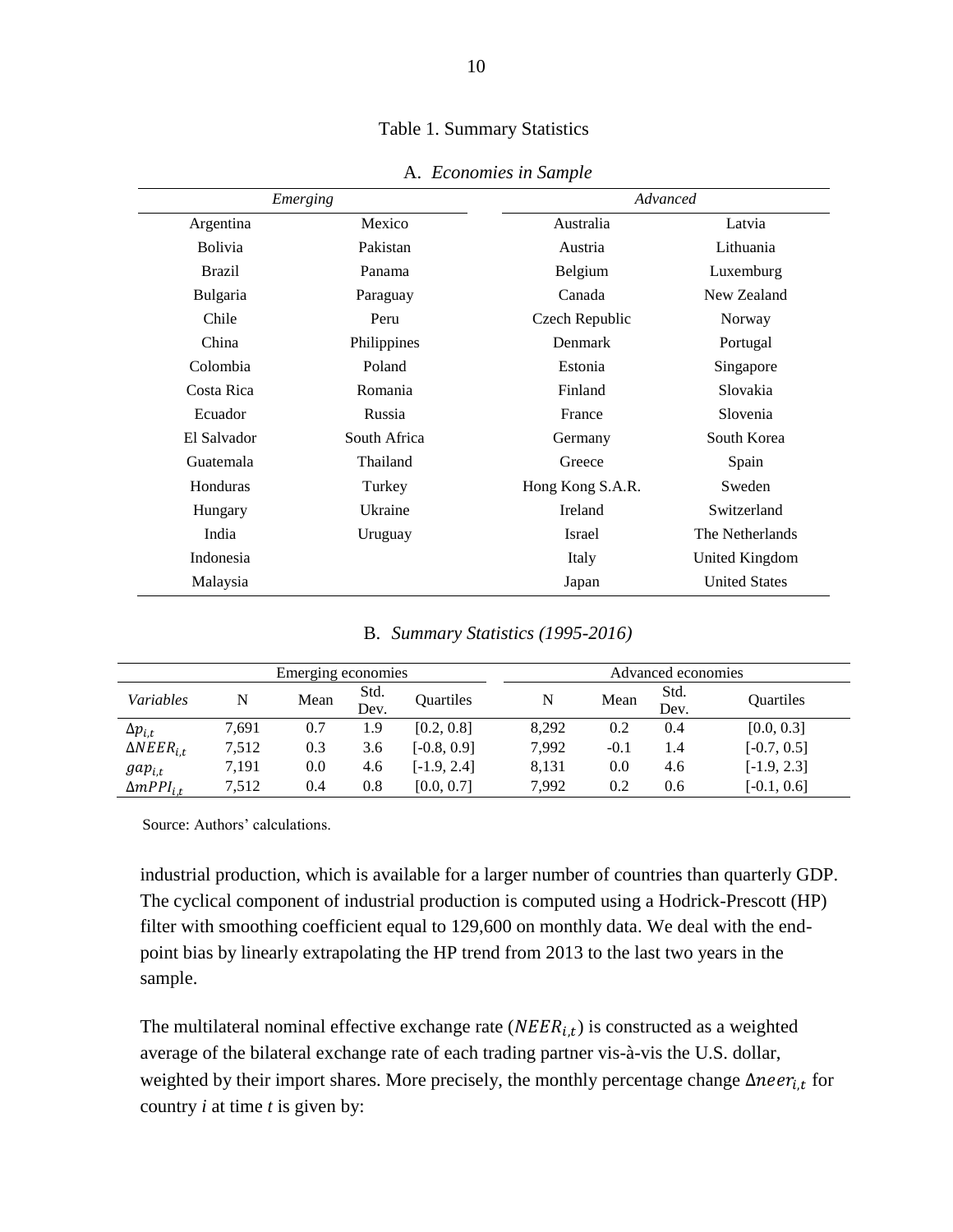Table 1. Summary Statistics

A. *Economies in Sample*

| *Emerging* | | *Advanced* | |
|---|---|---|---|
| Argentina | Mexico | Australia | Latvia |
| Bolivia | Pakistan | Austria | Lithuania |
| Brazil | Panama | Belgium | Luxemburg |
| Bulgaria | Paraguay | Canada | New Zealand |
| Chile | Peru | Czech Republic | Norway |
| China | Philippines | Denmark | Portugal |
| Colombia | Poland | Estonia | Singapore |
| Costa Rica | Romania | Finland | Slovakia |
| Ecuador | Russia | France | Slovenia |
| El Salvador | South Africa | Germany | South Korea |
| Guatemala | Thailand | Greece | Spain |
| Honduras | Turkey | Hong Kong S.A.R. | Sweden |
| Hungary | Ukraine | Ireland | Switzerland |
| India | Uruguay | Israel | The Netherlands |
| Indonesia | | Italy | United Kingdom |
| Malaysia | | Japan | United States |

B. *Summary Statistics (1995-2016)*

| | Emerging economies | | | | Advanced economies | | | |
|---|---|---|---|---|---|---|---|---|
| *Variables* | N | Mean | Std. Dev. | Quartiles | N | Mean | Std. Dev. | Quartiles |
| $\Delta p_{i,t}$ | 7,691 | 0.7 | 1.9 | [0.2, 0.8] | 8,292 | 0.2 | 0.4 | [0.0, 0.3] |
| $\Delta NEER_{i,t}$ | 7,512 | 0.3 | 3.6 | [-0.8, 0.9] | 7,992 | -0.1 | 1.4 | [-0.7, 0.5] |
| $gap_{i,t}$ | 7,191 | 0.0 | 4.6 | [-1.9, 2.4] | 8,131 | 0.0 | 4.6 | [-1.9, 2.3] |
| $\Delta mPPI_{i,t}$ | 7,512 | 0.4 | 0.8 | [0.0, 0.7] | 7,992 | 0.2 | 0.6 | [-0.1, 0.6] |

Source: Authors' calculations.

industrial production, which is available for a larger number of countries than quarterly GDP. The cyclical component of industrial production is computed using a Hodrick-Prescott (HP) filter with smoothing coefficient equal to 129,600 on monthly data. We deal with the end-point bias by linearly extrapolating the HP trend from 2013 to the last two years in the sample.

The multilateral nominal effective exchange rate ($NEER_{i,t}$) is constructed as a weighted average of the bilateral exchange rate of each trading partner vis-à-vis the U.S. dollar, weighted by their import shares. More precisely, the monthly percentage change $\Delta neer_{i,t}$ for country *i* at time *t* is given by: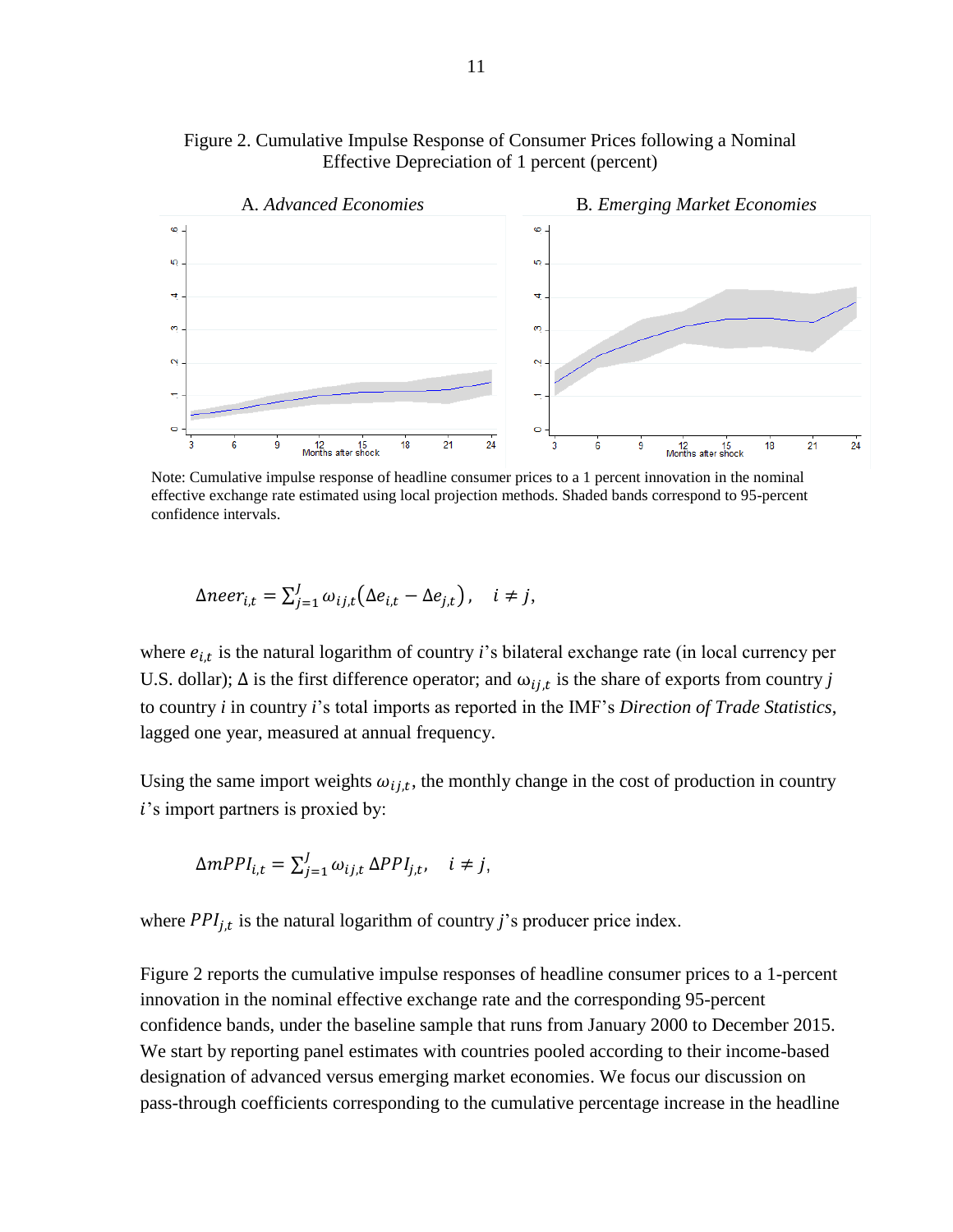Figure 2. Cumulative Impulse Response of Consumer Prices following a Nominal Effective Depreciation of 1 percent (percent)

A. *Advanced Economies*

0
.1
.2
.3
.4
.5
.6

3 6 9 12 15 18 21 24

Months after shock

B. *Emerging Market Economies*

0
.1
.2
.3
.4
.5
.6

3 6 9 12 15 18 21 24

Months after shock

Note: Cumulative impulse response of headline consumer prices to a 1 percent innovation in the nominal effective exchange rate estimated using local projection methods. Shaded bands correspond to 95-percent confidence intervals.

$$\Delta neer_{i,t} = \sum_{j=1}^{J} \omega_{ij,t}(\Delta e_{i,t} - \Delta e_{j,t}), \quad i \neq j,$$

where $e_{i,t}$ is the natural logarithm of country *i*'s bilateral exchange rate (in local currency per U.S. dollar); $\Delta$ is the first difference operator; and $\omega_{ij,t}$ is the share of exports from country *j* to country *i* in country *i*'s total imports as reported in the IMF's *Direction of Trade Statistics*, lagged one year, measured at annual frequency.

Using the same import weights $\omega_{ij,t}$, the monthly change in the cost of production in country *i*'s import partners is proxied by:

$$\Delta mPPI_{i,t} = \sum_{j=1}^{J} \omega_{ij,t}\, \Delta PPI_{j,t}, \quad i \neq j,$$

where $PPI_{j,t}$ is the natural logarithm of country *j*'s producer price index.

Figure 2 reports the cumulative impulse responses of headline consumer prices to a 1-percent innovation in the nominal effective exchange rate and the corresponding 95-percent confidence bands, under the baseline sample that runs from January 2000 to December 2015. We start by reporting panel estimates with countries pooled according to their income-based designation of advanced versus emerging market economies. We focus our discussion on pass-through coefficients corresponding to the cumulative percentage increase in the headline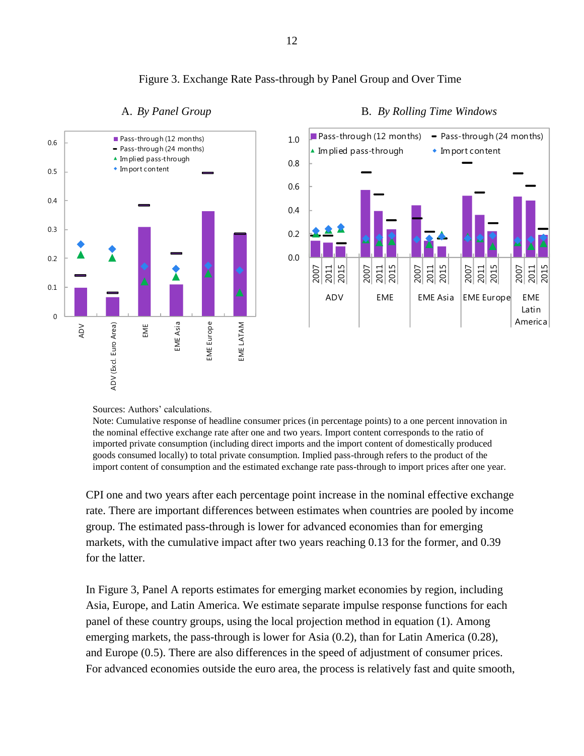Figure 3. Exchange Rate Pass-through by Panel Group and Over Time

A. *By Panel Group*

B. *By Rolling Time Windows*

Sources: Authors' calculations.
Note: Cumulative response of headline consumer prices (in percentage points) to a one percent innovation in the nominal effective exchange rate after one and two years. Import content corresponds to the ratio of imported private consumption (including direct imports and the import content of domestically produced goods consumed locally) to total private consumption. Implied pass-through refers to the product of the import content of consumption and the estimated exchange rate pass-through to import prices after one year.

CPI one and two years after each percentage point increase in the nominal effective exchange rate. There are important differences between estimates when countries are pooled by income group. The estimated pass-through is lower for advanced economies than for emerging markets, with the cumulative impact after two years reaching 0.13 for the former, and 0.39 for the latter.

In Figure 3, Panel A reports estimates for emerging market economies by region, including Asia, Europe, and Latin America. We estimate separate impulse response functions for each panel of these country groups, using the local projection method in equation (1). Among emerging markets, the pass-through is lower for Asia (0.2), than for Latin America (0.28), and Europe (0.5). There are also differences in the speed of adjustment of consumer prices. For advanced economies outside the euro area, the process is relatively fast and quite smooth,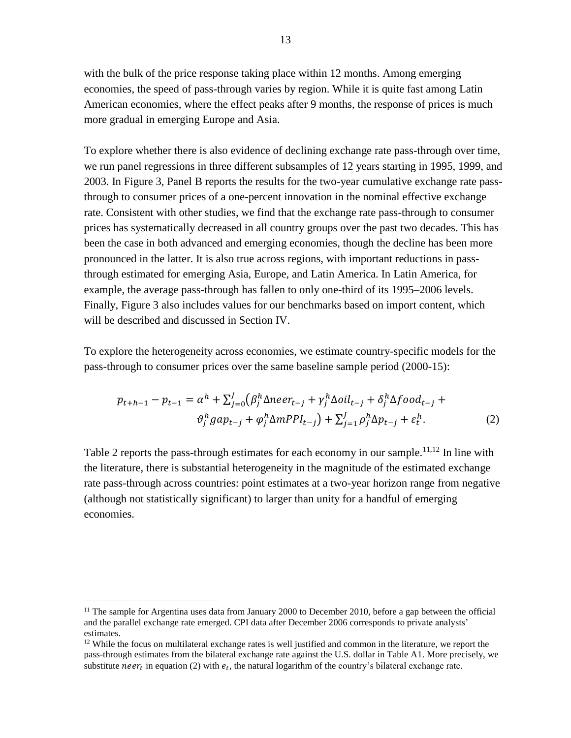with the bulk of the price response taking place within 12 months. Among emerging economies, the speed of pass-through varies by region. While it is quite fast among Latin American economies, where the effect peaks after 9 months, the response of prices is much more gradual in emerging Europe and Asia.

To explore whether there is also evidence of declining exchange rate pass-through over time, we run panel regressions in three different subsamples of 12 years starting in 1995, 1999, and 2003. In Figure 3, Panel B reports the results for the two-year cumulative exchange rate pass-through to consumer prices of a one-percent innovation in the nominal effective exchange rate. Consistent with other studies, we find that the exchange rate pass-through to consumer prices has systematically decreased in all country groups over the past two decades. This has been the case in both advanced and emerging economies, though the decline has been more pronounced in the latter. It is also true across regions, with important reductions in pass-through estimated for emerging Asia, Europe, and Latin America. In Latin America, for example, the average pass-through has fallen to only one-third of its 1995–2006 levels. Finally, Figure 3 also includes values for our benchmarks based on import content, which will be described and discussed in Section IV.

To explore the heterogeneity across economies, we estimate country-specific models for the pass-through to consumer prices over the same baseline sample period (2000-15):

$$p_{t+h-1} - p_{t-1} = \alpha^h + \sum_{j=0}^{J}\big(\beta_j^h \Delta neer_{t-j} + \gamma_j^h \Delta oil_{t-j} + \delta_j^h \Delta food_{t-j} + \vartheta_j^h gap_{t-j} + \varphi_j^h \Delta mPPI_{t-j}\big) + \sum_{j=1}^{J} \rho_j^h \Delta p_{t-j} + \varepsilon_t^h. \quad (2)$$

Table 2 reports the pass-through estimates for each economy in our sample.[11,12] In line with the literature, there is substantial heterogeneity in the magnitude of the estimated exchange rate pass-through across countries: point estimates at a two-year horizon range from negative (although not statistically significant) to larger than unity for a handful of emerging economies.

[11] The sample for Argentina uses data from January 2000 to December 2010, before a gap between the official and the parallel exchange rate emerged. CPI data after December 2006 corresponds to private analysts' estimates.

[12] While the focus on multilateral exchange rates is well justified and common in the literature, we report the pass-through estimates from the bilateral exchange rate against the U.S. dollar in Table A1. More precisely, we substitute $neer_t$ in equation (2) with $e_t$, the natural logarithm of the country's bilateral exchange rate.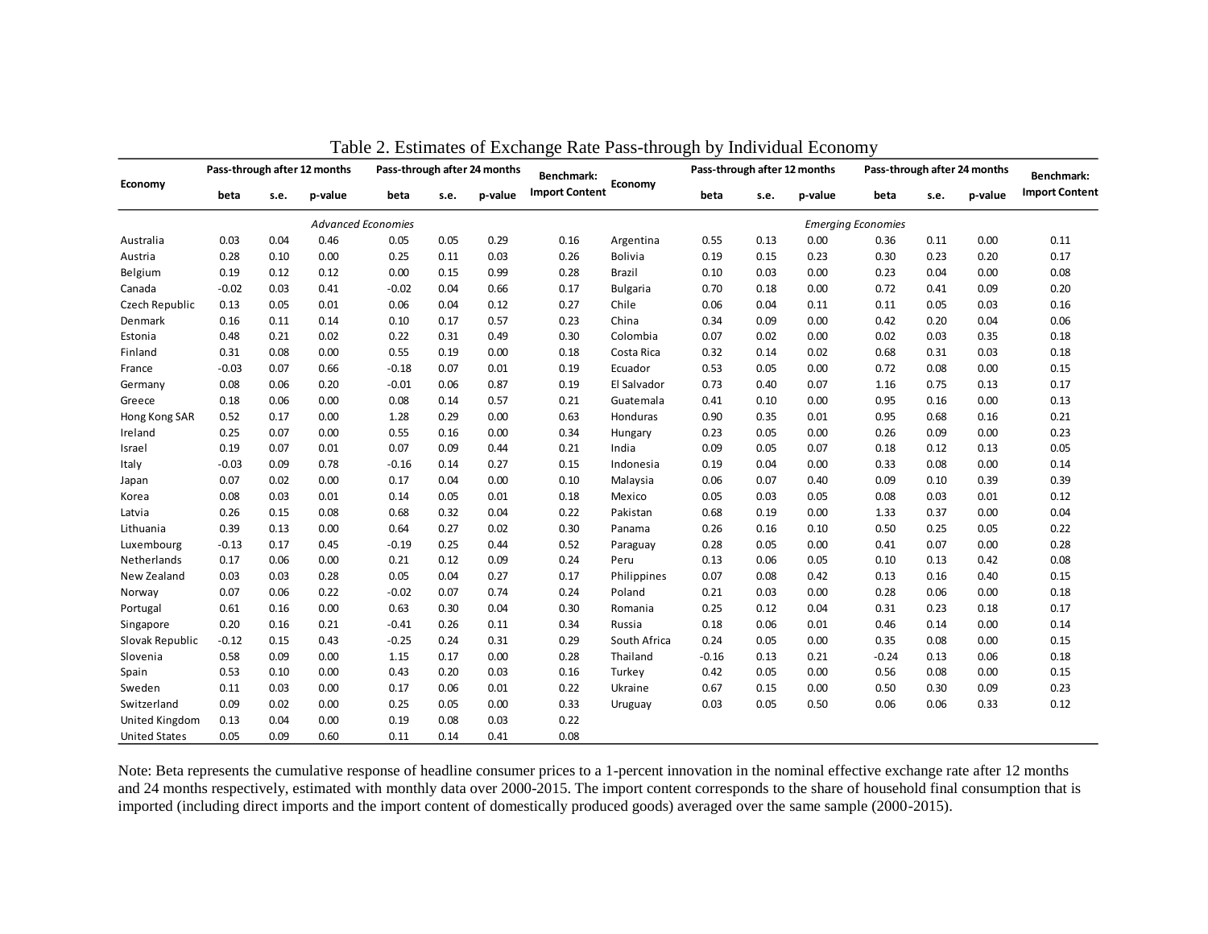Table 2. Estimates of Exchange Rate Pass-through by Individual Economy

| Economy | Pass-through after 12 months | | | Pass-through after 24 months | | | Benchmark: Import Content | Economy | Pass-through after 12 months | | | Pass-through after 24 months | | | Benchmark: Import Content |
|---|---|---|---|---|---|---|---|---|---|---|---|---|---|---|---|
| | beta | s.e. | p-value | beta | s.e. | p-value | | | beta | s.e. | p-value | beta | s.e. | p-value | |
| | | | *Advanced Economies* | | | | | | | | | *Emerging Economies* | | | |
| Australia | 0.03 | 0.04 | 0.46 | 0.05 | 0.05 | 0.29 | 0.16 | Argentina | 0.55 | 0.13 | 0.00 | 0.36 | 0.11 | 0.00 | 0.11 |
| Austria | 0.28 | 0.10 | 0.00 | 0.25 | 0.11 | 0.03 | 0.26 | Bolivia | 0.19 | 0.15 | 0.23 | 0.30 | 0.23 | 0.20 | 0.17 |
| Belgium | 0.19 | 0.12 | 0.12 | 0.00 | 0.15 | 0.99 | 0.28 | Brazil | 0.10 | 0.03 | 0.00 | 0.23 | 0.04 | 0.00 | 0.08 |
| Canada | -0.02 | 0.03 | 0.41 | -0.02 | 0.04 | 0.66 | 0.17 | Bulgaria | 0.70 | 0.18 | 0.00 | 0.72 | 0.41 | 0.09 | 0.20 |
| Czech Republic | 0.13 | 0.05 | 0.01 | 0.06 | 0.04 | 0.12 | 0.27 | Chile | 0.06 | 0.04 | 0.11 | 0.11 | 0.05 | 0.03 | 0.16 |
| Denmark | 0.16 | 0.11 | 0.14 | 0.10 | 0.17 | 0.57 | 0.23 | China | 0.34 | 0.09 | 0.00 | 0.42 | 0.20 | 0.04 | 0.06 |
| Estonia | 0.48 | 0.21 | 0.02 | 0.22 | 0.31 | 0.49 | 0.30 | Colombia | 0.07 | 0.02 | 0.00 | 0.02 | 0.03 | 0.35 | 0.18 |
| Finland | 0.31 | 0.08 | 0.00 | 0.55 | 0.19 | 0.00 | 0.18 | Costa Rica | 0.32 | 0.14 | 0.02 | 0.68 | 0.31 | 0.03 | 0.18 |
| France | -0.03 | 0.07 | 0.66 | -0.18 | 0.07 | 0.01 | 0.19 | Ecuador | 0.53 | 0.05 | 0.00 | 0.72 | 0.08 | 0.00 | 0.15 |
| Germany | 0.08 | 0.06 | 0.20 | -0.01 | 0.06 | 0.87 | 0.19 | El Salvador | 0.73 | 0.40 | 0.07 | 1.16 | 0.75 | 0.13 | 0.17 |
| Greece | 0.18 | 0.06 | 0.00 | 0.08 | 0.14 | 0.57 | 0.21 | Guatemala | 0.41 | 0.10 | 0.00 | 0.95 | 0.16 | 0.00 | 0.13 |
| Hong Kong SAR | 0.52 | 0.17 | 0.00 | 1.28 | 0.29 | 0.00 | 0.63 | Honduras | 0.90 | 0.35 | 0.01 | 0.95 | 0.68 | 0.16 | 0.21 |
| Ireland | 0.25 | 0.07 | 0.00 | 0.55 | 0.16 | 0.00 | 0.34 | Hungary | 0.23 | 0.05 | 0.00 | 0.26 | 0.09 | 0.00 | 0.23 |
| Israel | 0.19 | 0.07 | 0.01 | 0.07 | 0.09 | 0.44 | 0.21 | India | 0.09 | 0.05 | 0.07 | 0.18 | 0.12 | 0.13 | 0.05 |
| Italy | -0.03 | 0.09 | 0.78 | -0.16 | 0.14 | 0.27 | 0.15 | Indonesia | 0.19 | 0.04 | 0.00 | 0.33 | 0.08 | 0.00 | 0.14 |
| Japan | 0.07 | 0.02 | 0.00 | 0.17 | 0.04 | 0.00 | 0.10 | Malaysia | 0.06 | 0.07 | 0.40 | 0.09 | 0.10 | 0.39 | 0.39 |
| Korea | 0.08 | 0.03 | 0.01 | 0.14 | 0.05 | 0.01 | 0.18 | Mexico | 0.05 | 0.03 | 0.05 | 0.08 | 0.03 | 0.01 | 0.12 |
| Latvia | 0.26 | 0.15 | 0.08 | 0.68 | 0.32 | 0.04 | 0.22 | Pakistan | 0.68 | 0.19 | 0.00 | 1.33 | 0.37 | 0.00 | 0.04 |
| Lithuania | 0.39 | 0.13 | 0.00 | 0.64 | 0.27 | 0.02 | 0.30 | Panama | 0.26 | 0.16 | 0.10 | 0.50 | 0.25 | 0.05 | 0.22 |
| Luxembourg | -0.13 | 0.17 | 0.45 | -0.19 | 0.25 | 0.44 | 0.52 | Paraguay | 0.28 | 0.05 | 0.00 | 0.41 | 0.07 | 0.00 | 0.28 |
| Netherlands | 0.17 | 0.06 | 0.00 | 0.21 | 0.12 | 0.09 | 0.24 | Peru | 0.13 | 0.06 | 0.05 | 0.10 | 0.13 | 0.42 | 0.08 |
| New Zealand | 0.03 | 0.03 | 0.28 | 0.05 | 0.04 | 0.27 | 0.17 | Philippines | 0.07 | 0.08 | 0.42 | 0.13 | 0.16 | 0.40 | 0.15 |
| Norway | 0.07 | 0.06 | 0.22 | -0.02 | 0.07 | 0.74 | 0.24 | Poland | 0.21 | 0.03 | 0.00 | 0.28 | 0.06 | 0.00 | 0.18 |
| Portugal | 0.61 | 0.16 | 0.00 | 0.63 | 0.30 | 0.04 | 0.30 | Romania | 0.25 | 0.12 | 0.04 | 0.31 | 0.23 | 0.18 | 0.17 |
| Singapore | 0.20 | 0.16 | 0.21 | -0.41 | 0.26 | 0.11 | 0.34 | Russia | 0.18 | 0.06 | 0.01 | 0.46 | 0.14 | 0.00 | 0.14 |
| Slovak Republic | -0.12 | 0.15 | 0.43 | -0.25 | 0.24 | 0.31 | 0.29 | South Africa | 0.24 | 0.05 | 0.00 | 0.35 | 0.08 | 0.00 | 0.15 |
| Slovenia | 0.58 | 0.09 | 0.00 | 1.15 | 0.17 | 0.00 | 0.28 | Thailand | -0.16 | 0.13 | 0.21 | -0.24 | 0.13 | 0.06 | 0.18 |
| Spain | 0.53 | 0.10 | 0.00 | 0.43 | 0.20 | 0.03 | 0.16 | Turkey | 0.42 | 0.05 | 0.00 | 0.56 | 0.08 | 0.00 | 0.15 |
| Sweden | 0.11 | 0.03 | 0.00 | 0.17 | 0.06 | 0.01 | 0.22 | Ukraine | 0.67 | 0.15 | 0.00 | 0.50 | 0.30 | 0.09 | 0.23 |
| Switzerland | 0.09 | 0.02 | 0.00 | 0.25 | 0.05 | 0.00 | 0.33 | Uruguay | 0.03 | 0.05 | 0.50 | 0.06 | 0.06 | 0.33 | 0.12 |
| United Kingdom | 0.13 | 0.04 | 0.00 | 0.19 | 0.08 | 0.03 | 0.22 | | | | | | | | |
| United States | 0.05 | 0.09 | 0.60 | 0.11 | 0.14 | 0.41 | 0.08 | | | | | | | | |

Note: Beta represents the cumulative response of headline consumer prices to a 1-percent innovation in the nominal effective exchange rate after 12 months and 24 months respectively, estimated with monthly data over 2000-2015. The import content corresponds to the share of household final consumption that is imported (including direct imports and the import content of domestically produced goods) averaged over the same sample (2000-2015).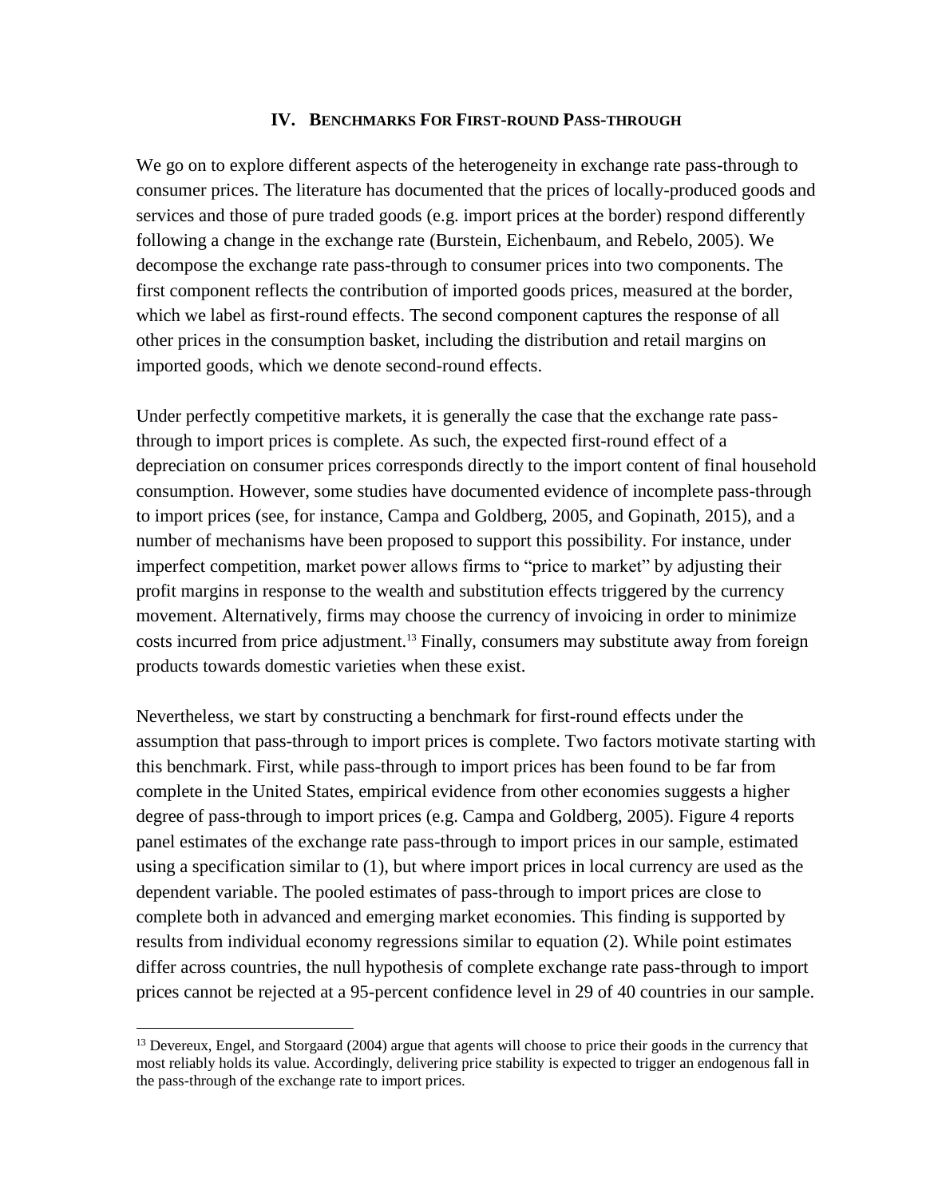## IV. Benchmarks For First-round Pass-through

We go on to explore different aspects of the heterogeneity in exchange rate pass-through to consumer prices. The literature has documented that the prices of locally-produced goods and services and those of pure traded goods (e.g. import prices at the border) respond differently following a change in the exchange rate (Burstein, Eichenbaum, and Rebelo, 2005). We decompose the exchange rate pass-through to consumer prices into two components. The first component reflects the contribution of imported goods prices, measured at the border, which we label as first-round effects. The second component captures the response of all other prices in the consumption basket, including the distribution and retail margins on imported goods, which we denote second-round effects.

Under perfectly competitive markets, it is generally the case that the exchange rate pass-through to import prices is complete. As such, the expected first-round effect of a depreciation on consumer prices corresponds directly to the import content of final household consumption. However, some studies have documented evidence of incomplete pass-through to import prices (see, for instance, Campa and Goldberg, 2005, and Gopinath, 2015), and a number of mechanisms have been proposed to support this possibility. For instance, under imperfect competition, market power allows firms to "price to market" by adjusting their profit margins in response to the wealth and substitution effects triggered by the currency movement. Alternatively, firms may choose the currency of invoicing in order to minimize costs incurred from price adjustment.[13] Finally, consumers may substitute away from foreign products towards domestic varieties when these exist.

Nevertheless, we start by constructing a benchmark for first-round effects under the assumption that pass-through to import prices is complete. Two factors motivate starting with this benchmark. First, while pass-through to import prices has been found to be far from complete in the United States, empirical evidence from other economies suggests a higher degree of pass-through to import prices (e.g. Campa and Goldberg, 2005). Figure 4 reports panel estimates of the exchange rate pass-through to import prices in our sample, estimated using a specification similar to (1), but where import prices in local currency are used as the dependent variable. The pooled estimates of pass-through to import prices are close to complete both in advanced and emerging market economies. This finding is supported by results from individual economy regressions similar to equation (2). While point estimates differ across countries, the null hypothesis of complete exchange rate pass-through to import prices cannot be rejected at a 95-percent confidence level in 29 of 40 countries in our sample.

[13] Devereux, Engel, and Storgaard (2004) argue that agents will choose to price their goods in the currency that most reliably holds its value. Accordingly, delivering price stability is expected to trigger an endogenous fall in the pass-through of the exchange rate to import prices.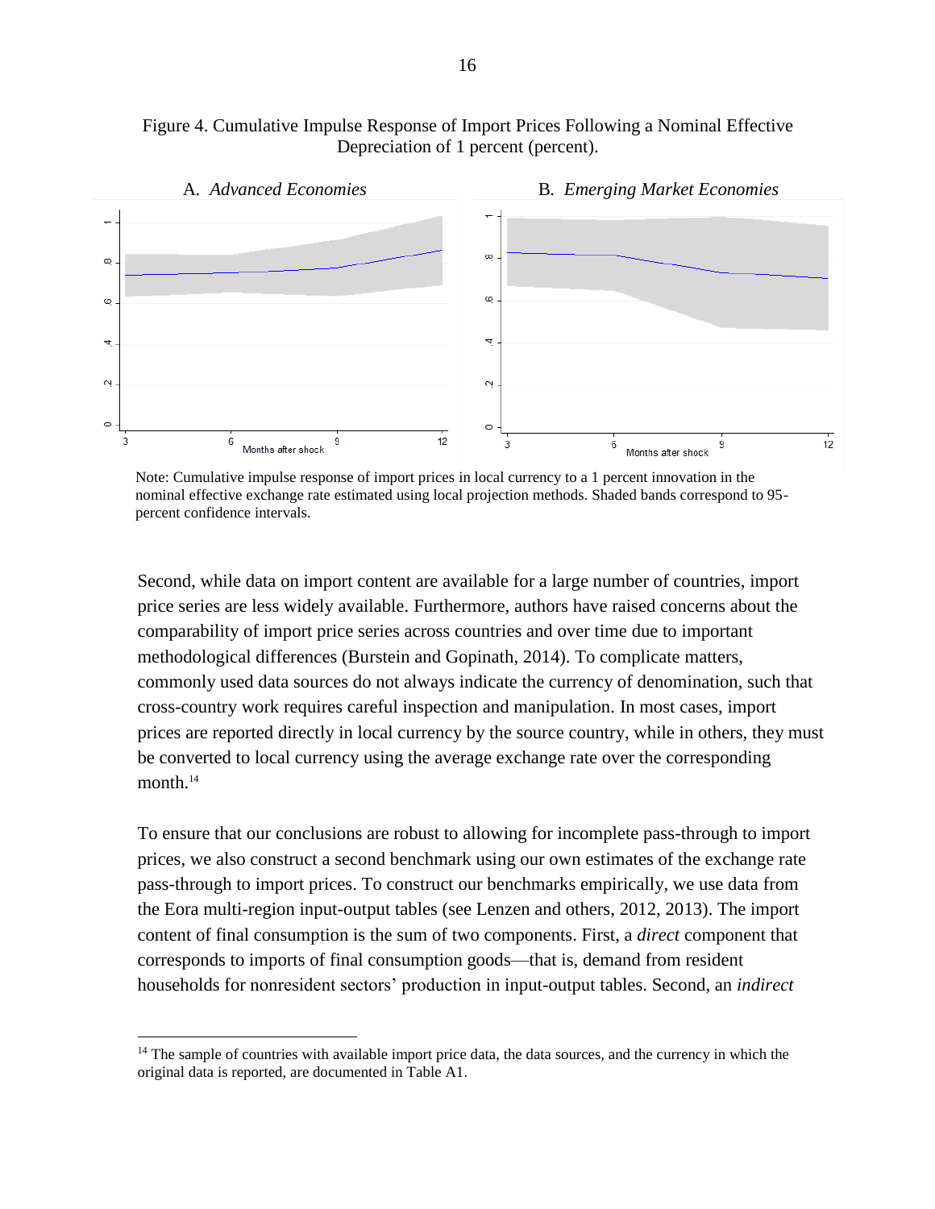Figure 4. Cumulative Impulse Response of Import Prices Following a Nominal Effective Depreciation of 1 percent (percent).

A. *Advanced Economies*

1
.8
.6
.4
.2
0
3
6
9
12
Months after shock

B. *Emerging Market Economies*

1
.8
.6
.4
.2
0
3
6
9
12
Months after shock

Note: Cumulative impulse response of import prices in local currency to a 1 percent innovation in the nominal effective exchange rate estimated using local projection methods. Shaded bands correspond to 95-percent confidence intervals.

Second, while data on import content are available for a large number of countries, import price series are less widely available. Furthermore, authors have raised concerns about the comparability of import price series across countries and over time due to important methodological differences (Burstein and Gopinath, 2014). To complicate matters, commonly used data sources do not always indicate the currency of denomination, such that cross-country work requires careful inspection and manipulation. In most cases, import prices are reported directly in local currency by the source country, while in others, they must be converted to local currency using the average exchange rate over the corresponding month.[14]

To ensure that our conclusions are robust to allowing for incomplete pass-through to import prices, we also construct a second benchmark using our own estimates of the exchange rate pass-through to import prices. To construct our benchmarks empirically, we use data from the Eora multi-region input-output tables (see Lenzen and others, 2012, 2013). The import content of final consumption is the sum of two components. First, a *direct* component that corresponds to imports of final consumption goods—that is, demand from resident households for nonresident sectors' production in input-output tables. Second, an *indirect*

[14] The sample of countries with available import price data, the data sources, and the currency in which the original data is reported, are documented in Table A1.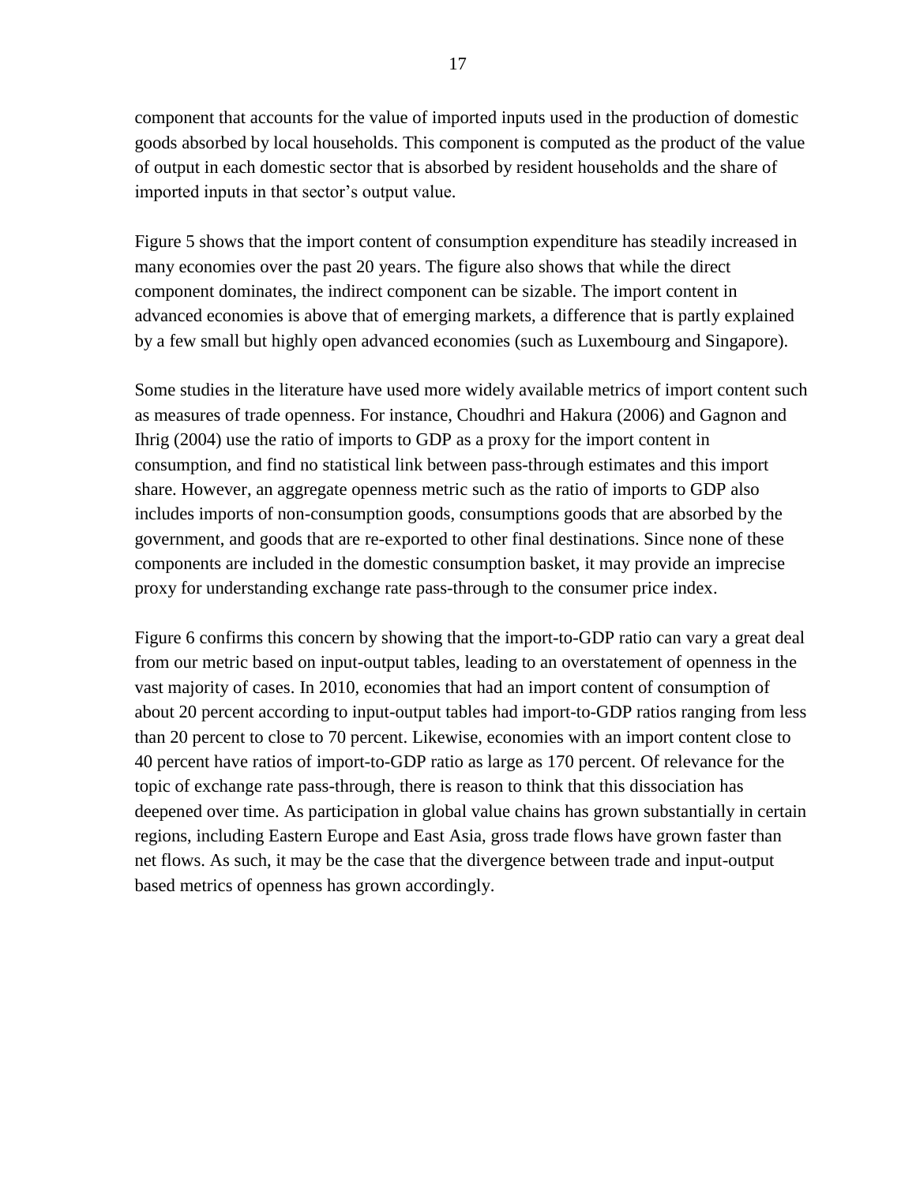component that accounts for the value of imported inputs used in the production of domestic goods absorbed by local households. This component is computed as the product of the value of output in each domestic sector that is absorbed by resident households and the share of imported inputs in that sector's output value.

Figure 5 shows that the import content of consumption expenditure has steadily increased in many economies over the past 20 years. The figure also shows that while the direct component dominates, the indirect component can be sizable. The import content in advanced economies is above that of emerging markets, a difference that is partly explained by a few small but highly open advanced economies (such as Luxembourg and Singapore).

Some studies in the literature have used more widely available metrics of import content such as measures of trade openness. For instance, Choudhri and Hakura (2006) and Gagnon and Ihrig (2004) use the ratio of imports to GDP as a proxy for the import content in consumption, and find no statistical link between pass-through estimates and this import share. However, an aggregate openness metric such as the ratio of imports to GDP also includes imports of non-consumption goods, consumptions goods that are absorbed by the government, and goods that are re-exported to other final destinations. Since none of these components are included in the domestic consumption basket, it may provide an imprecise proxy for understanding exchange rate pass-through to the consumer price index.

Figure 6 confirms this concern by showing that the import-to-GDP ratio can vary a great deal from our metric based on input-output tables, leading to an overstatement of openness in the vast majority of cases. In 2010, economies that had an import content of consumption of about 20 percent according to input-output tables had import-to-GDP ratios ranging from less than 20 percent to close to 70 percent. Likewise, economies with an import content close to 40 percent have ratios of import-to-GDP ratio as large as 170 percent. Of relevance for the topic of exchange rate pass-through, there is reason to think that this dissociation has deepened over time. As participation in global value chains has grown substantially in certain regions, including Eastern Europe and East Asia, gross trade flows have grown faster than net flows. As such, it may be the case that the divergence between trade and input-output based metrics of openness has grown accordingly.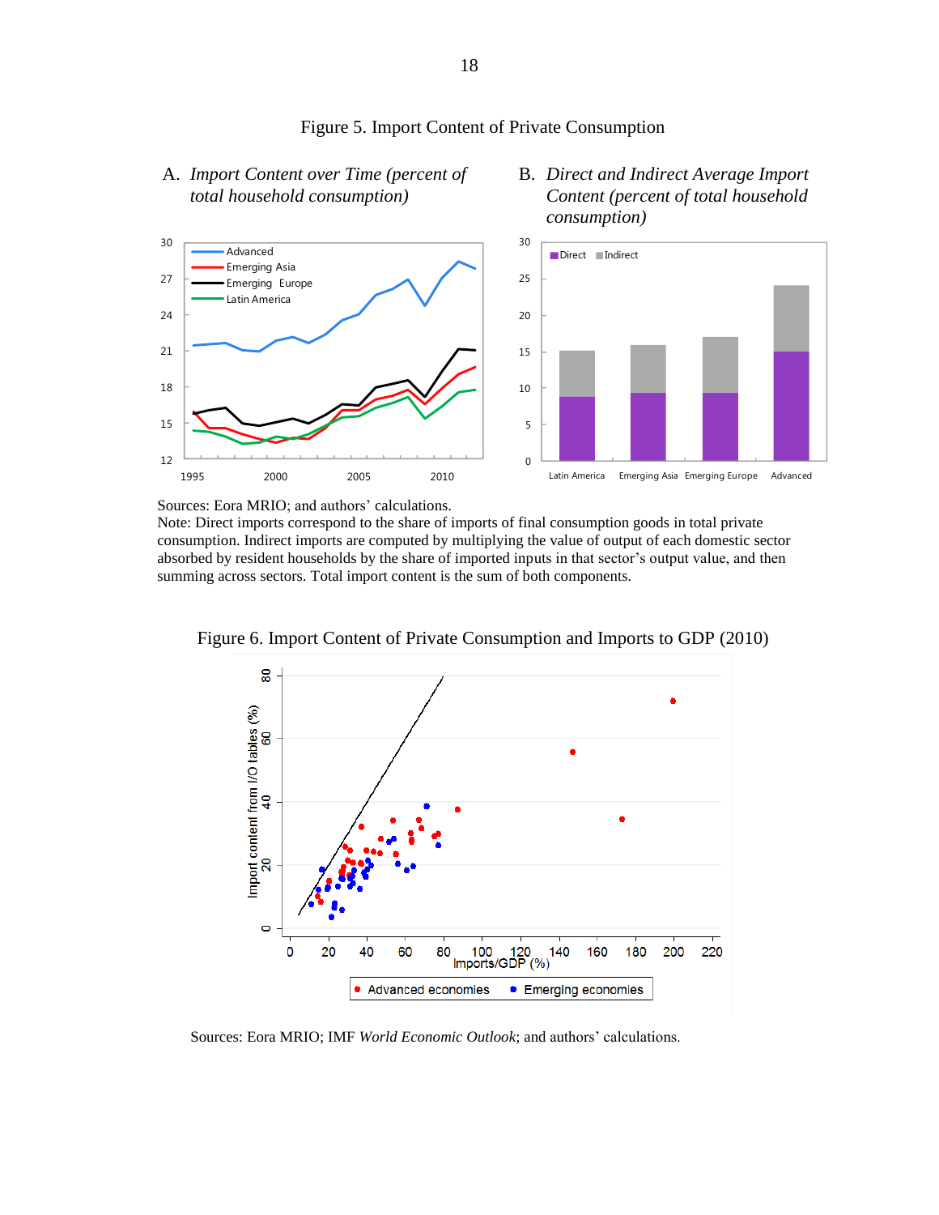Figure 5. Import Content of Private Consumption

A. *Import Content over Time (percent of total household consumption)*

30
27
24
21
18
15
12

Advanced
Emerging Asia
Emerging Europe
Latin America

1995
2000
2005
2010

B. *Direct and Indirect Average Import Content (percent of total household consumption)*

30
25
20
15
10
5
0

Direct
Indirect

Latin America
Emerging Asia
Emerging Europe
Advanced

Sources: Eora MRIO; and authors' calculations.
Note: Direct imports correspond to the share of imports of final consumption goods in total private consumption. Indirect imports are computed by multiplying the value of output of each domestic sector absorbed by resident households by the share of imported inputs in that sector's output value, and then summing across sectors. Total import content is the sum of both components.

Figure 6. Import Content of Private Consumption and Imports to GDP (2010)

Import content from I/O tables (%)

0
20
40
60
80

0
20
40
60
80
100
120
140
160
180
200
220

Imports/GDP (%)

Advanced economies
Emerging economies

Sources: Eora MRIO; IMF *World Economic Outlook*; and authors' calculations.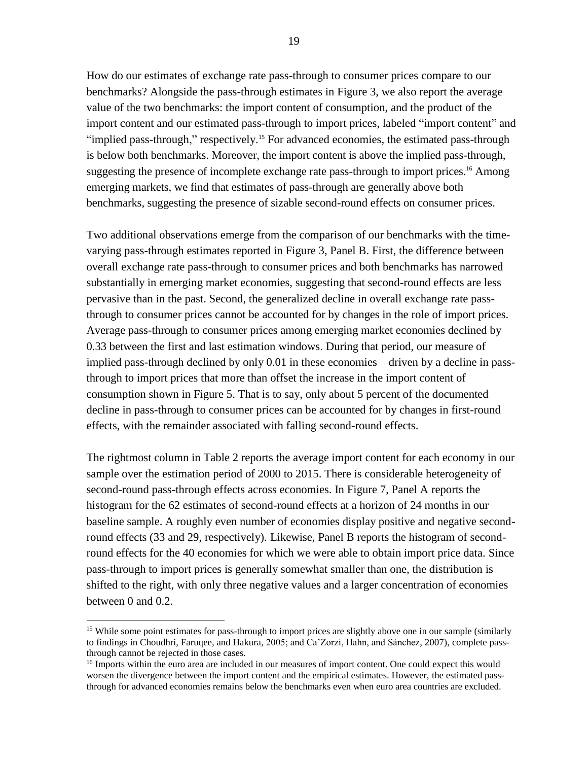How do our estimates of exchange rate pass-through to consumer prices compare to our benchmarks? Alongside the pass-through estimates in Figure 3, we also report the average value of the two benchmarks: the import content of consumption, and the product of the import content and our estimated pass-through to import prices, labeled "import content" and "implied pass-through," respectively.[15] For advanced economies, the estimated pass-through is below both benchmarks. Moreover, the import content is above the implied pass-through, suggesting the presence of incomplete exchange rate pass-through to import prices.[16] Among emerging markets, we find that estimates of pass-through are generally above both benchmarks, suggesting the presence of sizable second-round effects on consumer prices.

Two additional observations emerge from the comparison of our benchmarks with the time-varying pass-through estimates reported in Figure 3, Panel B. First, the difference between overall exchange rate pass-through to consumer prices and both benchmarks has narrowed substantially in emerging market economies, suggesting that second-round effects are less pervasive than in the past. Second, the generalized decline in overall exchange rate pass-through to consumer prices cannot be accounted for by changes in the role of import prices. Average pass-through to consumer prices among emerging market economies declined by 0.33 between the first and last estimation windows. During that period, our measure of implied pass-through declined by only 0.01 in these economies—driven by a decline in pass-through to import prices that more than offset the increase in the import content of consumption shown in Figure 5. That is to say, only about 5 percent of the documented decline in pass-through to consumer prices can be accounted for by changes in first-round effects, with the remainder associated with falling second-round effects.

The rightmost column in Table 2 reports the average import content for each economy in our sample over the estimation period of 2000 to 2015. There is considerable heterogeneity of second-round pass-through effects across economies. In Figure 7, Panel A reports the histogram for the 62 estimates of second-round effects at a horizon of 24 months in our baseline sample. A roughly even number of economies display positive and negative second-round effects (33 and 29, respectively). Likewise, Panel B reports the histogram of second-round effects for the 40 economies for which we were able to obtain import price data. Since pass-through to import prices is generally somewhat smaller than one, the distribution is shifted to the right, with only three negative values and a larger concentration of economies between 0 and 0.2.

[15] While some point estimates for pass-through to import prices are slightly above one in our sample (similarly to findings in Choudhri, Faruqee, and Hakura, 2005; and Ca'Zorzi, Hahn, and Sánchez, 2007), complete pass-through cannot be rejected in those cases.

[16] Imports within the euro area are included in our measures of import content. One could expect this would worsen the divergence between the import content and the empirical estimates. However, the estimated pass-through for advanced economies remains below the benchmarks even when euro area countries are excluded.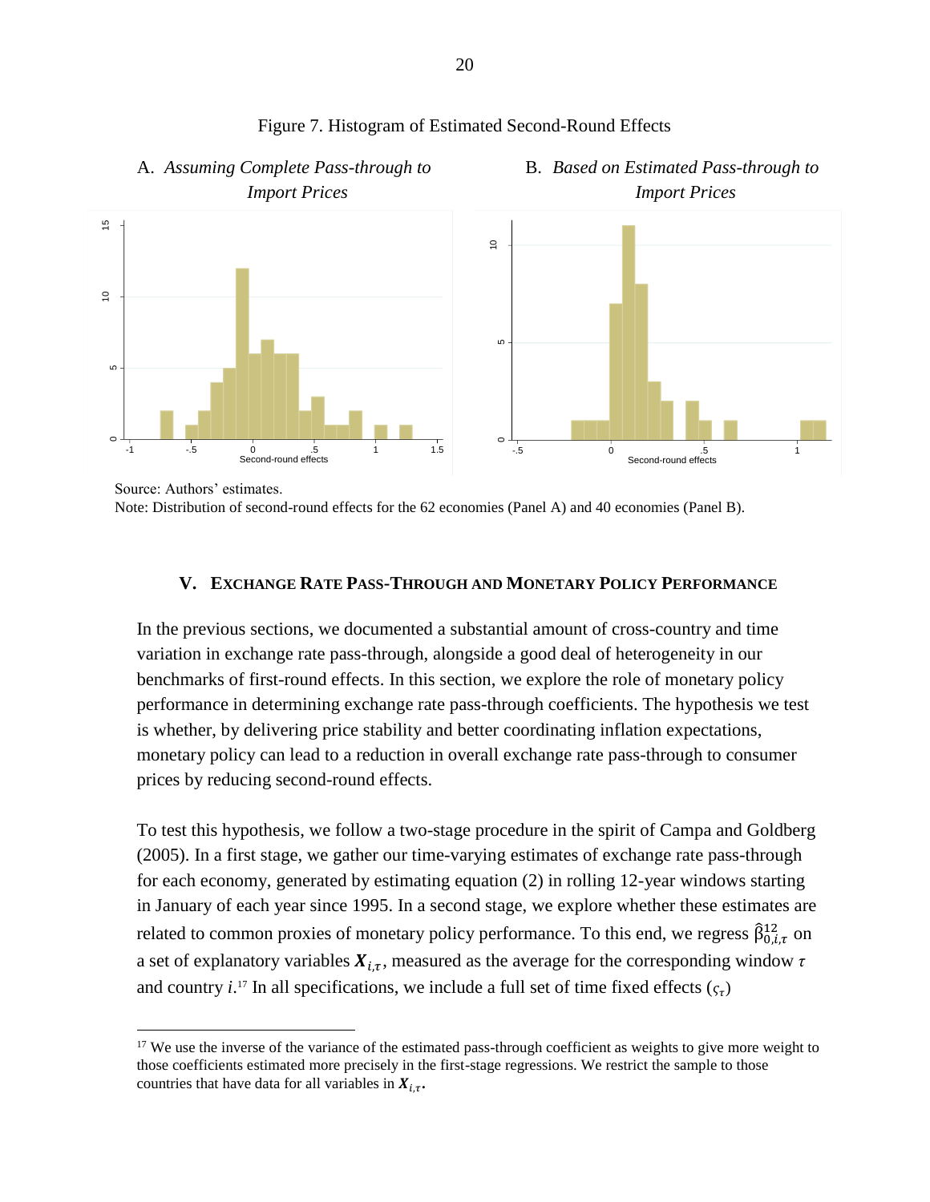Figure 7. Histogram of Estimated Second-Round Effects

A. *Assuming Complete Pass-through to Import Prices*

B. *Based on Estimated Pass-through to Import Prices*

Source: Authors' estimates.

Note: Distribution of second-round effects for the 62 economies (Panel A) and 40 economies (Panel B).

## V. Exchange Rate Pass-Through and Monetary Policy Performance

In the previous sections, we documented a substantial amount of cross-country and time variation in exchange rate pass-through, alongside a good deal of heterogeneity in our benchmarks of first-round effects. In this section, we explore the role of monetary policy performance in determining exchange rate pass-through coefficients. The hypothesis we test is whether, by delivering price stability and better coordinating inflation expectations, monetary policy can lead to a reduction in overall exchange rate pass-through to consumer prices by reducing second-round effects.

To test this hypothesis, we follow a two-stage procedure in the spirit of Campa and Goldberg (2005). In a first stage, we gather our time-varying estimates of exchange rate pass-through for each economy, generated by estimating equation (2) in rolling 12-year windows starting in January of each year since 1995. In a second stage, we explore whether these estimates are related to common proxies of monetary policy performance. To this end, we regress $\hat{\beta}_{0,i,\tau}^{12}$ on a set of explanatory variables $\boldsymbol{X}_{i,\tau}$, measured as the average for the corresponding window $\tau$ and country $i$.[17] In all specifications, we include a full set of time fixed effects ($\varsigma_{\tau}$)

[17] We use the inverse of the variance of the estimated pass-through coefficient as weights to give more weight to those coefficients estimated more precisely in the first-stage regressions. We restrict the sample to those countries that have data for all variables in $\boldsymbol{X}_{i,\tau}$.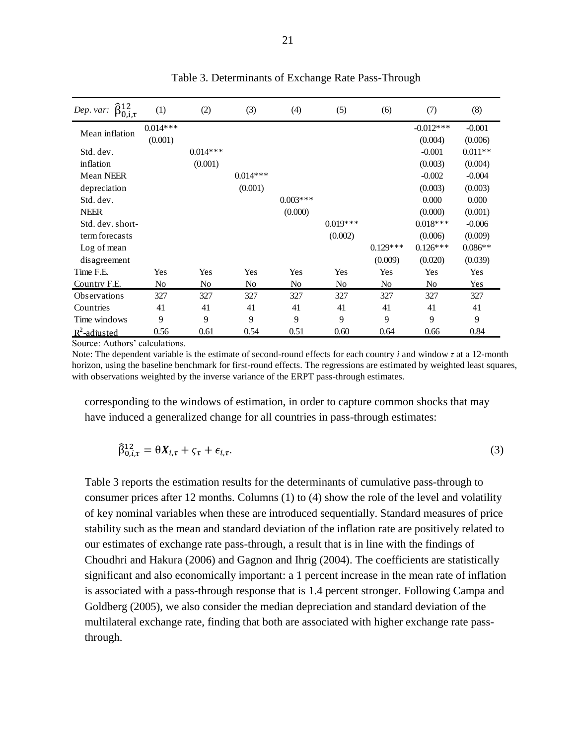Table 3. Determinants of Exchange Rate Pass-Through

| *Dep. var:* $\widehat{\beta}_{0,i,\tau}^{12}$ | (1) | (2) | (3) | (4) | (5) | (6) | (7) | (8) |
|---|---|---|---|---|---|---|---|---|
| Mean inflation | 0.014*** | | | | | | -0.012*** | -0.001 |
| | (0.001) | | | | | | (0.004) | (0.006) |
| Std. dev. inflation | | 0.014*** | | | | | -0.001 | 0.011** |
| | | (0.001) | | | | | (0.003) | (0.004) |
| Mean NEER depreciation | | | 0.014*** | | | | -0.002 | -0.004 |
| | | | (0.001) | | | | (0.003) | (0.003) |
| Std. dev. NEER | | | | 0.003*** | | | 0.000 | 0.000 |
| | | | | (0.000) | | | (0.000) | (0.001) |
| Std. dev. short-term forecasts | | | | | 0.019*** | | 0.018*** | -0.006 |
| | | | | | (0.002) | | (0.006) | (0.009) |
| Log of mean disagreement | | | | | | 0.129*** | 0.126*** | 0.086** |
| | | | | | | (0.009) | (0.020) | (0.039) |
| Time F.E. | Yes | Yes | Yes | Yes | Yes | Yes | Yes | Yes |
| Country F.E. | No | No | No | No | No | No | No | Yes |
| Observations | 327 | 327 | 327 | 327 | 327 | 327 | 327 | 327 |
| Countries | 41 | 41 | 41 | 41 | 41 | 41 | 41 | 41 |
| Time windows | 9 | 9 | 9 | 9 | 9 | 9 | 9 | 9 |
| $R^2$-adjusted | 0.56 | 0.61 | 0.54 | 0.51 | 0.60 | 0.64 | 0.66 | 0.84 |

Source: Authors' calculations.

Note: The dependent variable is the estimate of second-round effects for each country *i* and window $\tau$ at a 12-month horizon, using the baseline benchmark for first-round effects. The regressions are estimated by weighted least squares, with observations weighted by the inverse variance of the ERPT pass-through estimates.

corresponding to the windows of estimation, in order to capture common shocks that may have induced a generalized change for all countries in pass-through estimates:

$$\widehat{\beta}_{0,i,\tau}^{12} = \theta \boldsymbol{X}_{i,\tau} + \varsigma_{\tau} + \epsilon_{i,\tau}. \tag{3}$$

Table 3 reports the estimation results for the determinants of cumulative pass-through to consumer prices after 12 months. Columns (1) to (4) show the role of the level and volatility of key nominal variables when these are introduced sequentially. Standard measures of price stability such as the mean and standard deviation of the inflation rate are positively related to our estimates of exchange rate pass-through, a result that is in line with the findings of Choudhri and Hakura (2006) and Gagnon and Ihrig (2004). The coefficients are statistically significant and also economically important: a 1 percent increase in the mean rate of inflation is associated with a pass-through response that is 1.4 percent stronger. Following Campa and Goldberg (2005), we also consider the median depreciation and standard deviation of the multilateral exchange rate, finding that both are associated with higher exchange rate pass-through.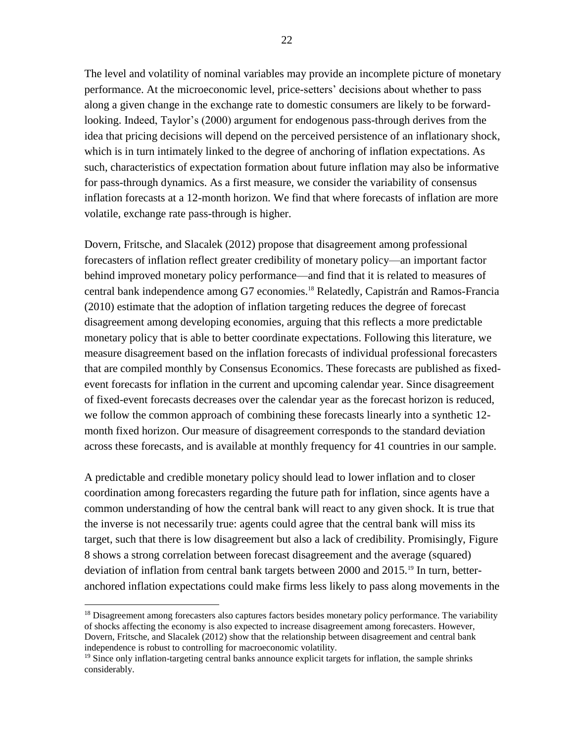The level and volatility of nominal variables may provide an incomplete picture of monetary performance. At the microeconomic level, price-setters' decisions about whether to pass along a given change in the exchange rate to domestic consumers are likely to be forward-looking. Indeed, Taylor's (2000) argument for endogenous pass-through derives from the idea that pricing decisions will depend on the perceived persistence of an inflationary shock, which is in turn intimately linked to the degree of anchoring of inflation expectations. As such, characteristics of expectation formation about future inflation may also be informative for pass-through dynamics. As a first measure, we consider the variability of consensus inflation forecasts at a 12-month horizon. We find that where forecasts of inflation are more volatile, exchange rate pass-through is higher.

Dovern, Fritsche, and Slacalek (2012) propose that disagreement among professional forecasters of inflation reflect greater credibility of monetary policy—an important factor behind improved monetary policy performance—and find that it is related to measures of central bank independence among G7 economies.[18] Relatedly, Capistrán and Ramos-Francia (2010) estimate that the adoption of inflation targeting reduces the degree of forecast disagreement among developing economies, arguing that this reflects a more predictable monetary policy that is able to better coordinate expectations. Following this literature, we measure disagreement based on the inflation forecasts of individual professional forecasters that are compiled monthly by Consensus Economics. These forecasts are published as fixed-event forecasts for inflation in the current and upcoming calendar year. Since disagreement of fixed-event forecasts decreases over the calendar year as the forecast horizon is reduced, we follow the common approach of combining these forecasts linearly into a synthetic 12-month fixed horizon. Our measure of disagreement corresponds to the standard deviation across these forecasts, and is available at monthly frequency for 41 countries in our sample.

A predictable and credible monetary policy should lead to lower inflation and to closer coordination among forecasters regarding the future path for inflation, since agents have a common understanding of how the central bank will react to any given shock. It is true that the inverse is not necessarily true: agents could agree that the central bank will miss its target, such that there is low disagreement but also a lack of credibility. Promisingly, Figure 8 shows a strong correlation between forecast disagreement and the average (squared) deviation of inflation from central bank targets between 2000 and 2015.[19] In turn, better-anchored inflation expectations could make firms less likely to pass along movements in the

[18] Disagreement among forecasters also captures factors besides monetary policy performance. The variability of shocks affecting the economy is also expected to increase disagreement among forecasters. However, Dovern, Fritsche, and Slacalek (2012) show that the relationship between disagreement and central bank independence is robust to controlling for macroeconomic volatility.

[19] Since only inflation-targeting central banks announce explicit targets for inflation, the sample shrinks considerably.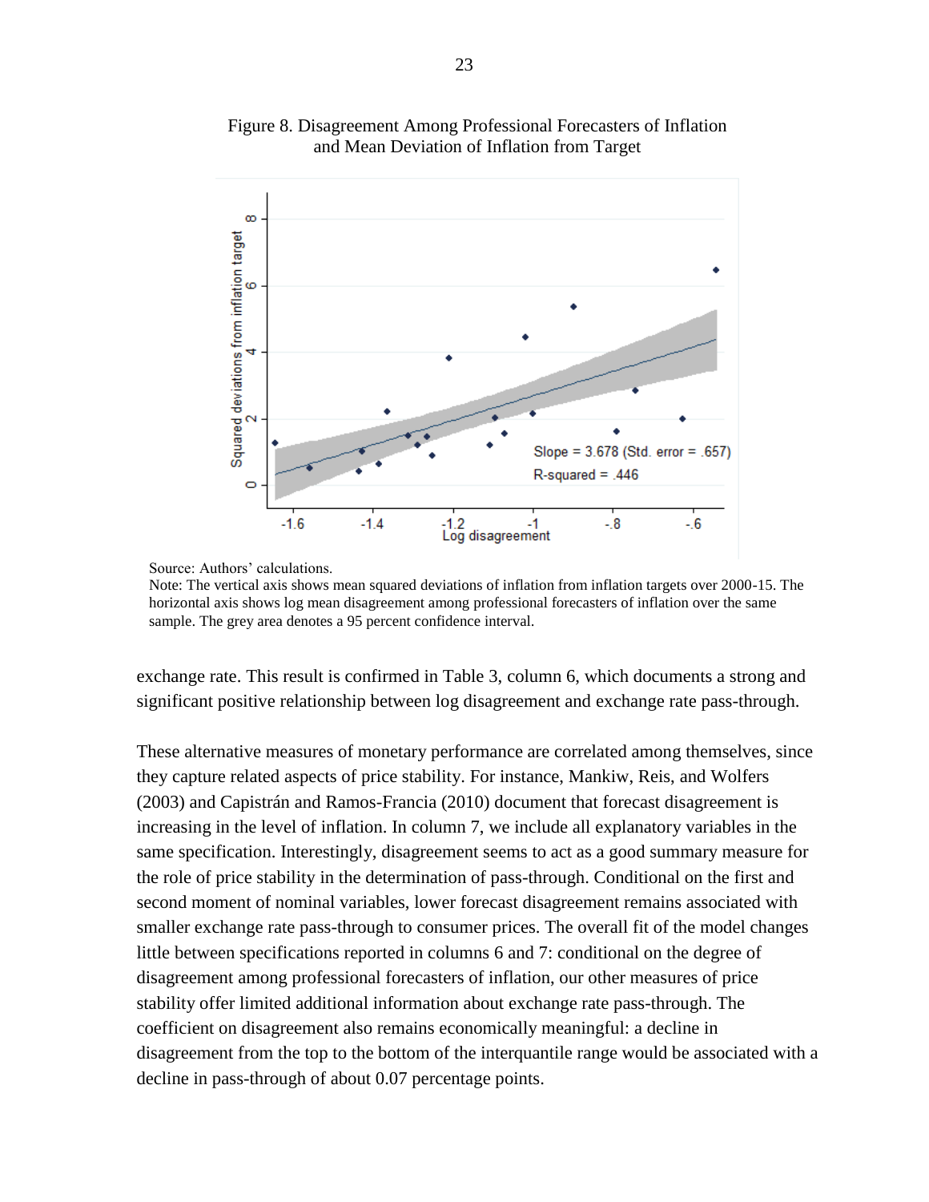Figure 8. Disagreement Among Professional Forecasters of Inflation and Mean Deviation of Inflation from Target

Squared deviations from inflation target

0
2
4
6
8

-1.6
-1.4
-1.2
-1
-.8
-.6

Log disagreement

Slope = 3.678 (Std. error = .657)

R-squared = .446

Source: Authors' calculations.

Note: The vertical axis shows mean squared deviations of inflation from inflation targets over 2000-15. The horizontal axis shows log mean disagreement among professional forecasters of inflation over the same sample. The grey area denotes a 95 percent confidence interval.

exchange rate. This result is confirmed in Table 3, column 6, which documents a strong and significant positive relationship between log disagreement and exchange rate pass-through.

These alternative measures of monetary performance are correlated among themselves, since they capture related aspects of price stability. For instance, Mankiw, Reis, and Wolfers (2003) and Capistrán and Ramos-Francia (2010) document that forecast disagreement is increasing in the level of inflation. In column 7, we include all explanatory variables in the same specification. Interestingly, disagreement seems to act as a good summary measure for the role of price stability in the determination of pass-through. Conditional on the first and second moment of nominal variables, lower forecast disagreement remains associated with smaller exchange rate pass-through to consumer prices. The overall fit of the model changes little between specifications reported in columns 6 and 7: conditional on the degree of disagreement among professional forecasters of inflation, our other measures of price stability offer limited additional information about exchange rate pass-through. The coefficient on disagreement also remains economically meaningful: a decline in disagreement from the top to the bottom of the interquantile range would be associated with a decline in pass-through of about 0.07 percentage points.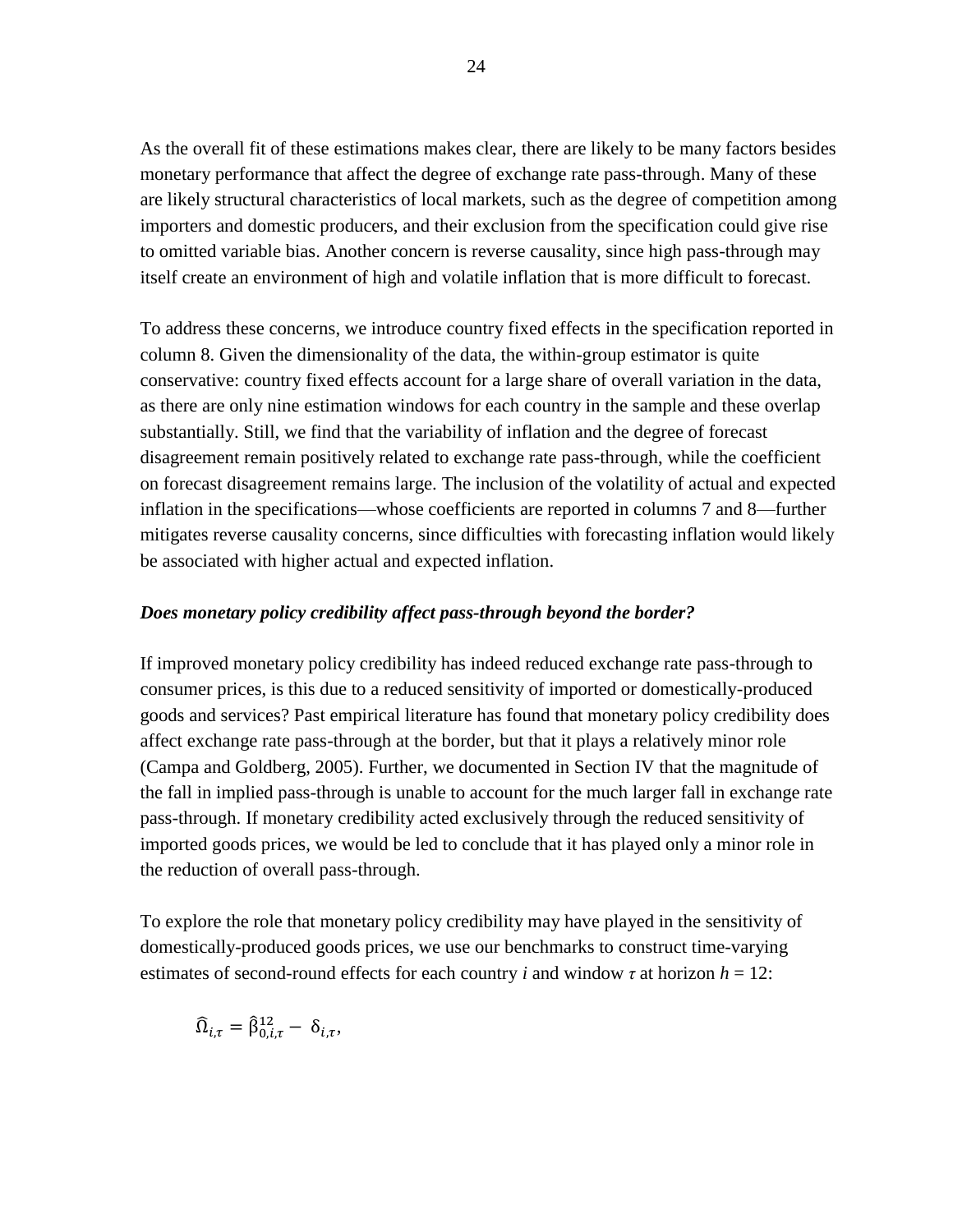As the overall fit of these estimations makes clear, there are likely to be many factors besides monetary performance that affect the degree of exchange rate pass-through. Many of these are likely structural characteristics of local markets, such as the degree of competition among importers and domestic producers, and their exclusion from the specification could give rise to omitted variable bias. Another concern is reverse causality, since high pass-through may itself create an environment of high and volatile inflation that is more difficult to forecast.

To address these concerns, we introduce country fixed effects in the specification reported in column 8. Given the dimensionality of the data, the within-group estimator is quite conservative: country fixed effects account for a large share of overall variation in the data, as there are only nine estimation windows for each country in the sample and these overlap substantially. Still, we find that the variability of inflation and the degree of forecast disagreement remain positively related to exchange rate pass-through, while the coefficient on forecast disagreement remains large. The inclusion of the volatility of actual and expected inflation in the specifications—whose coefficients are reported in columns 7 and 8—further mitigates reverse causality concerns, since difficulties with forecasting inflation would likely be associated with higher actual and expected inflation.

***Does monetary policy credibility affect pass-through beyond the border?***

If improved monetary policy credibility has indeed reduced exchange rate pass-through to consumer prices, is this due to a reduced sensitivity of imported or domestically-produced goods and services? Past empirical literature has found that monetary policy credibility does affect exchange rate pass-through at the border, but that it plays a relatively minor role (Campa and Goldberg, 2005). Further, we documented in Section IV that the magnitude of the fall in implied pass-through is unable to account for the much larger fall in exchange rate pass-through. If monetary credibility acted exclusively through the reduced sensitivity of imported goods prices, we would be led to conclude that it has played only a minor role in the reduction of overall pass-through.

To explore the role that monetary policy credibility may have played in the sensitivity of domestically-produced goods prices, we use our benchmarks to construct time-varying estimates of second-round effects for each country $i$ and window $\tau$ at horizon $h$ = 12:

$$\widehat{\Omega}_{i,\tau} = \widehat{\beta}^{12}_{0,i,\tau} - \delta_{i,\tau},$$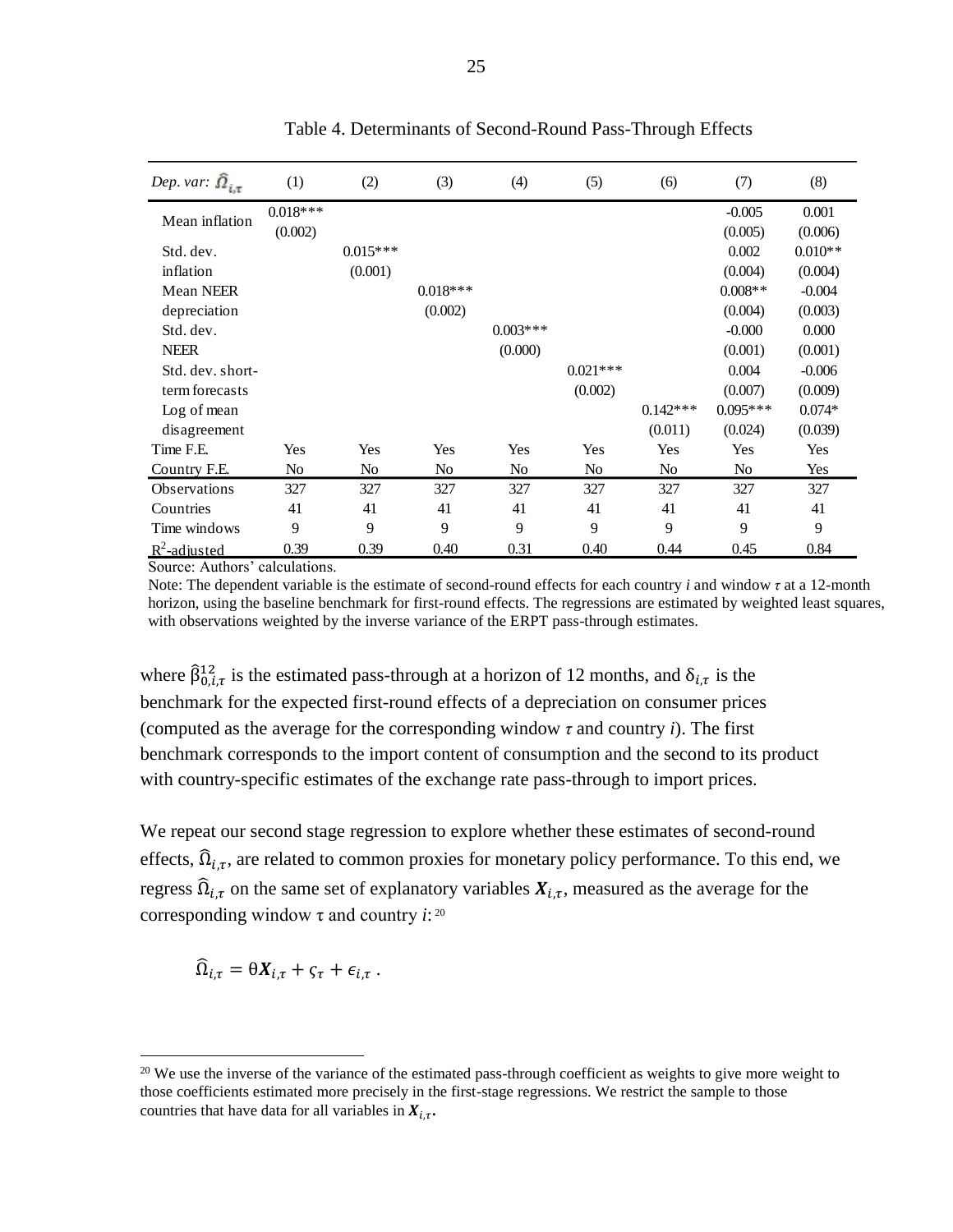Table 4. Determinants of Second-Round Pass-Through Effects

| *Dep. var:* $\widehat{\Omega}_{i,\tau}$ | (1) | (2) | (3) | (4) | (5) | (6) | (7) | (8) |
|---|---|---|---|---|---|---|---|---|
| Mean inflation | 0.018*** | | | | | | -0.005 | 0.001 |
| | (0.002) | | | | | | (0.005) | (0.006) |
| Std. dev. | | 0.015*** | | | | | 0.002 | 0.010** |
| inflation | | (0.001) | | | | | (0.004) | (0.004) |
| Mean NEER | | | 0.018*** | | | | 0.008** | -0.004 |
| depreciation | | | (0.002) | | | | (0.004) | (0.003) |
| Std. dev. | | | | 0.003*** | | | -0.000 | 0.000 |
| NEER | | | | (0.000) | | | (0.001) | (0.001) |
| Std. dev. short- | | | | | 0.021*** | | 0.004 | -0.006 |
| term forecasts | | | | | (0.002) | | (0.007) | (0.009) |
| Log of mean | | | | | | 0.142*** | 0.095*** | 0.074* |
| disagreement | | | | | | (0.011) | (0.024) | (0.039) |
| Time F.E. | Yes | Yes | Yes | Yes | Yes | Yes | Yes | Yes |
| Country F.E. | No | No | No | No | No | No | No | Yes |
| Observations | 327 | 327 | 327 | 327 | 327 | 327 | 327 | 327 |
| Countries | 41 | 41 | 41 | 41 | 41 | 41 | 41 | 41 |
| Time windows | 9 | 9 | 9 | 9 | 9 | 9 | 9 | 9 |
| $R^2$-adjusted | 0.39 | 0.39 | 0.40 | 0.31 | 0.40 | 0.44 | 0.45 | 0.84 |

Source: Authors' calculations.

Note: The dependent variable is the estimate of second-round effects for each country *i* and window $\tau$ at a 12-month horizon, using the baseline benchmark for first-round effects. The regressions are estimated by weighted least squares, with observations weighted by the inverse variance of the ERPT pass-through estimates.

where $\widehat{\beta}^{12}_{0,i,\tau}$ is the estimated pass-through at a horizon of 12 months, and $\delta_{i,\tau}$ is the benchmark for the expected first-round effects of a depreciation on consumer prices (computed as the average for the corresponding window $\tau$ and country *i*). The first benchmark corresponds to the import content of consumption and the second to its product with country-specific estimates of the exchange rate pass-through to import prices.

We repeat our second stage regression to explore whether these estimates of second-round effects, $\widehat{\Omega}_{i,\tau}$, are related to common proxies for monetary policy performance. To this end, we regress $\widehat{\Omega}_{i,\tau}$ on the same set of explanatory variables $\boldsymbol{X}_{i,\tau}$, measured as the average for the corresponding window $\tau$ and country *i*:[20]

$$\widehat{\Omega}_{i,\tau} = \theta \boldsymbol{X}_{i,\tau} + \varsigma_\tau + \epsilon_{i,\tau} .$$

[20] We use the inverse of the variance of the estimated pass-through coefficient as weights to give more weight to those coefficients estimated more precisely in the first-stage regressions. We restrict the sample to those countries that have data for all variables in $\boldsymbol{X}_{i,\tau}$.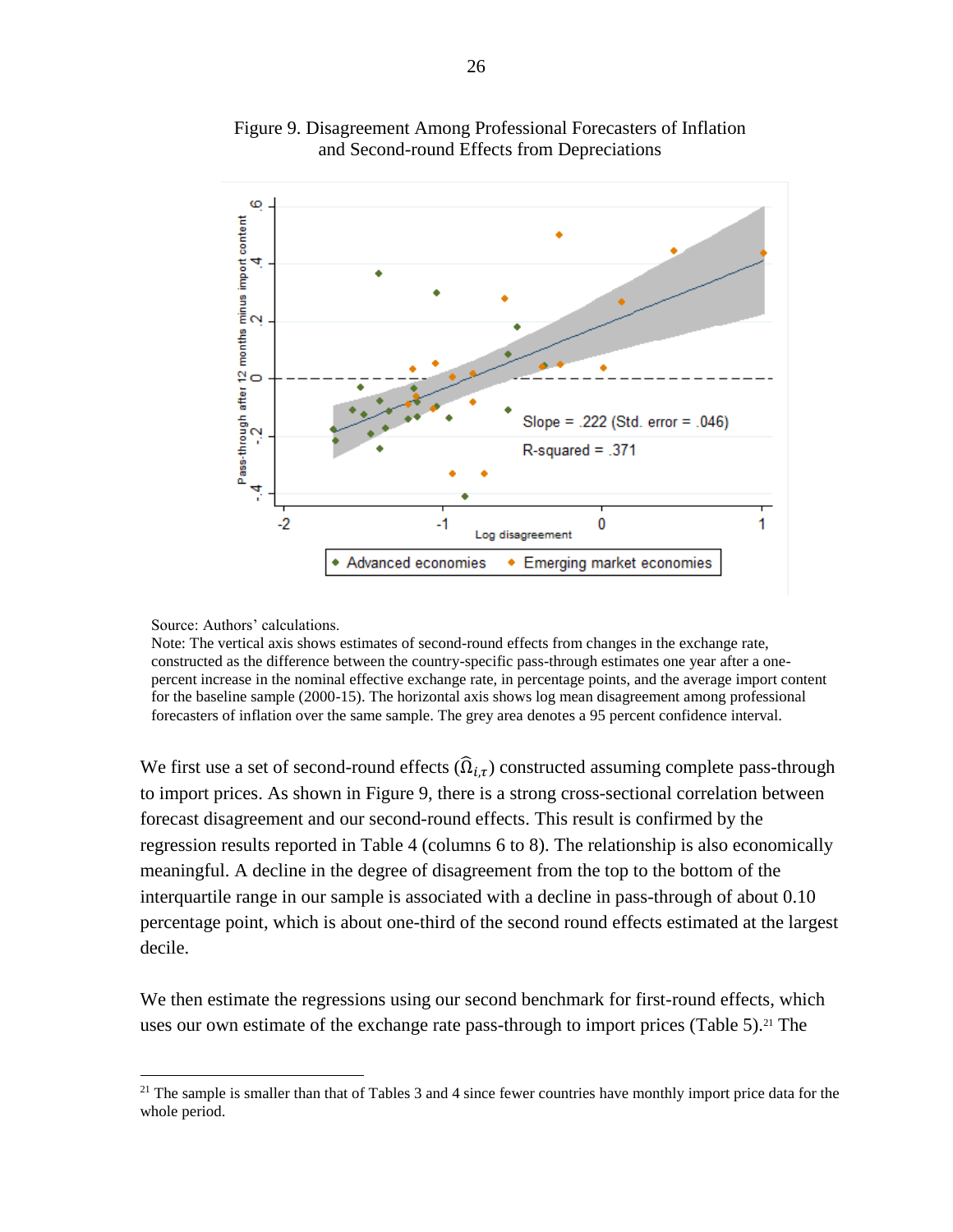Figure 9. Disagreement Among Professional Forecasters of Inflation and Second-round Effects from Depreciations

Pass-through after 12 months minus import content

.6
.4
.2
0
-.2
-.4

Slope = .222 (Std. error = .046)

R-squared = .371

-2
-1
0
1

Log disagreement

Advanced economies
Emerging market economies

Source: Authors' calculations.
Note: The vertical axis shows estimates of second-round effects from changes in the exchange rate, constructed as the difference between the country-specific pass-through estimates one year after a one-percent increase in the nominal effective exchange rate, in percentage points, and the average import content for the baseline sample (2000-15). The horizontal axis shows log mean disagreement among professional forecasters of inflation over the same sample. The grey area denotes a 95 percent confidence interval.

We first use a set of second-round effects ($\widehat{\Omega}_{i,\tau}$) constructed assuming complete pass-through to import prices. As shown in Figure 9, there is a strong cross-sectional correlation between forecast disagreement and our second-round effects. This result is confirmed by the regression results reported in Table 4 (columns 6 to 8). The relationship is also economically meaningful. A decline in the degree of disagreement from the top to the bottom of the interquartile range in our sample is associated with a decline in pass-through of about 0.10 percentage point, which is about one-third of the second round effects estimated at the largest decile.

We then estimate the regressions using our second benchmark for first-round effects, which uses our own estimate of the exchange rate pass-through to import prices (Table 5).[21] The

[21] The sample is smaller than that of Tables 3 and 4 since fewer countries have monthly import price data for the whole period.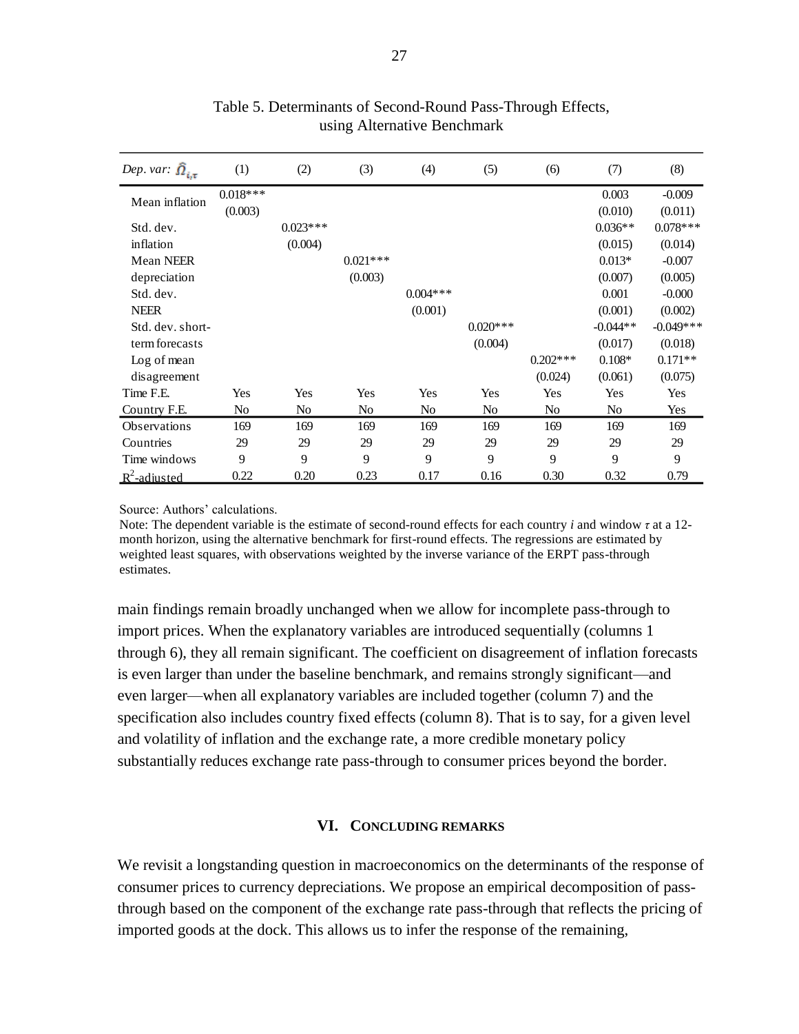Table 5. Determinants of Second-Round Pass-Through Effects, using Alternative Benchmark

| *Dep. var:* $\hat{\Omega}_{i,\tau}$ | (1) | (2) | (3) | (4) | (5) | (6) | (7) | (8) |
|---|---|---|---|---|---|---|---|---|
| Mean inflation | 0.018*** | | | | | | 0.003 | -0.009 |
| | (0.003) | | | | | | (0.010) | (0.011) |
| Std. dev. | | 0.023*** | | | | | 0.036** | 0.078*** |
| inflation | | (0.004) | | | | | (0.015) | (0.014) |
| Mean NEER | | | 0.021*** | | | | 0.013* | -0.007 |
| depreciation | | | (0.003) | | | | (0.007) | (0.005) |
| Std. dev. | | | | 0.004*** | | | 0.001 | -0.000 |
| NEER | | | | (0.001) | | | (0.001) | (0.002) |
| Std. dev. short- | | | | | 0.020*** | | -0.044** | -0.049*** |
| term forecasts | | | | | (0.004) | | (0.017) | (0.018) |
| Log of mean | | | | | | 0.202*** | 0.108* | 0.171** |
| disagreement | | | | | | (0.024) | (0.061) | (0.075) |
| Time F.E. | Yes | Yes | Yes | Yes | Yes | Yes | Yes | Yes |
| Country F.E. | No | No | No | No | No | No | No | Yes |
| Observations | 169 | 169 | 169 | 169 | 169 | 169 | 169 | 169 |
| Countries | 29 | 29 | 29 | 29 | 29 | 29 | 29 | 29 |
| Time windows | 9 | 9 | 9 | 9 | 9 | 9 | 9 | 9 |
| $R^2$-adjusted | 0.22 | 0.20 | 0.23 | 0.17 | 0.16 | 0.30 | 0.32 | 0.79 |

Source: Authors' calculations.

Note: The dependent variable is the estimate of second-round effects for each country $i$ and window $\tau$ at a 12-month horizon, using the alternative benchmark for first-round effects. The regressions are estimated by weighted least squares, with observations weighted by the inverse variance of the ERPT pass-through estimates.

main findings remain broadly unchanged when we allow for incomplete pass-through to import prices. When the explanatory variables are introduced sequentially (columns 1 through 6), they all remain significant. The coefficient on disagreement of inflation forecasts is even larger than under the baseline benchmark, and remains strongly significant—and even larger—when all explanatory variables are included together (column 7) and the specification also includes country fixed effects (column 8). That is to say, for a given level and volatility of inflation and the exchange rate, a more credible monetary policy substantially reduces exchange rate pass-through to consumer prices beyond the border.

## VI. Concluding Remarks

We revisit a longstanding question in macroeconomics on the determinants of the response of consumer prices to currency depreciations. We propose an empirical decomposition of pass-through based on the component of the exchange rate pass-through that reflects the pricing of imported goods at the dock. This allows us to infer the response of the remaining,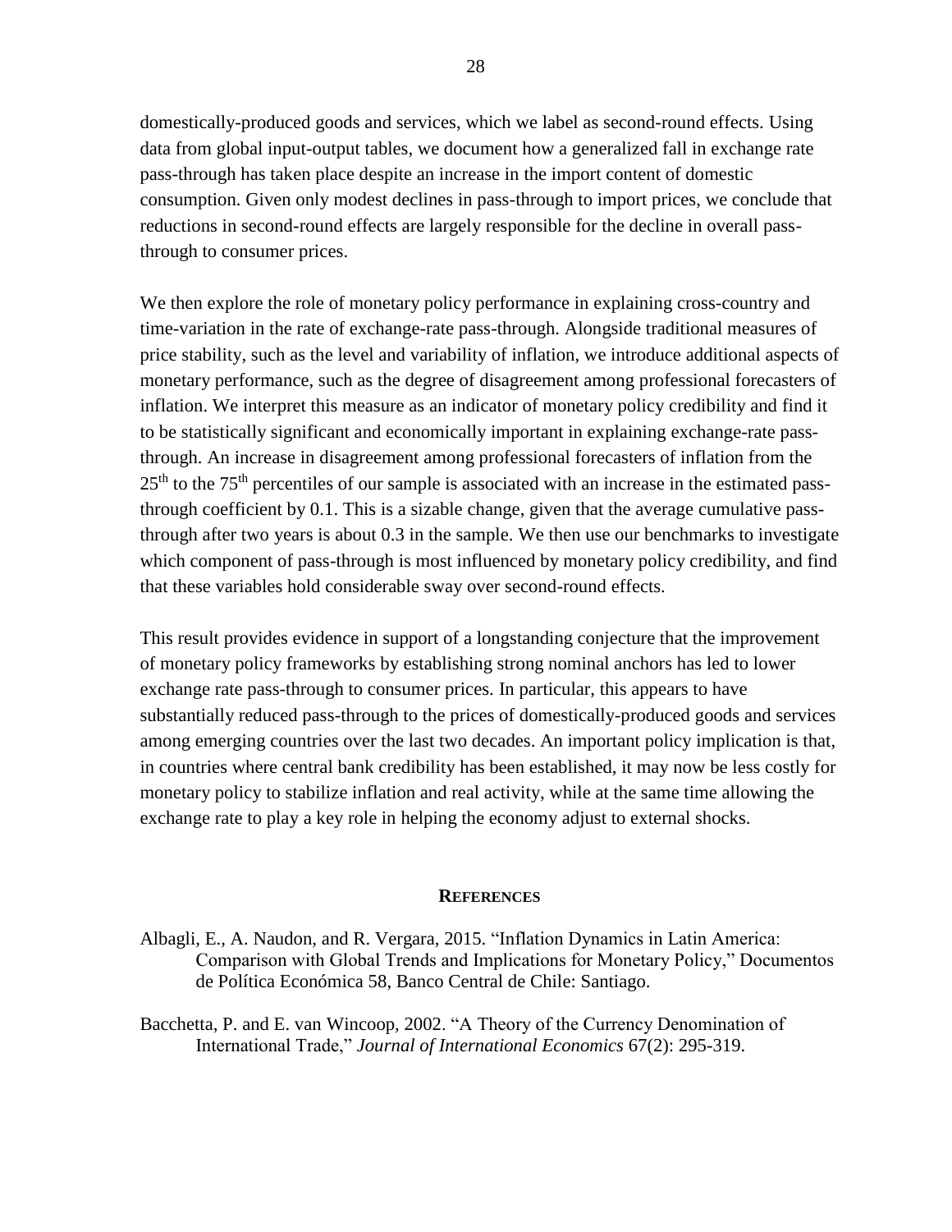domestically-produced goods and services, which we label as second-round effects. Using data from global input-output tables, we document how a generalized fall in exchange rate pass-through has taken place despite an increase in the import content of domestic consumption. Given only modest declines in pass-through to import prices, we conclude that reductions in second-round effects are largely responsible for the decline in overall pass-through to consumer prices.

We then explore the role of monetary policy performance in explaining cross-country and time-variation in the rate of exchange-rate pass-through. Alongside traditional measures of price stability, such as the level and variability of inflation, we introduce additional aspects of monetary performance, such as the degree of disagreement among professional forecasters of inflation. We interpret this measure as an indicator of monetary policy credibility and find it to be statistically significant and economically important in explaining exchange-rate pass-through. An increase in disagreement among professional forecasters of inflation from the 25th to the 75th percentiles of our sample is associated with an increase in the estimated pass-through coefficient by 0.1. This is a sizable change, given that the average cumulative pass-through after two years is about 0.3 in the sample. We then use our benchmarks to investigate which component of pass-through is most influenced by monetary policy credibility, and find that these variables hold considerable sway over second-round effects.

This result provides evidence in support of a longstanding conjecture that the improvement of monetary policy frameworks by establishing strong nominal anchors has led to lower exchange rate pass-through to consumer prices. In particular, this appears to have substantially reduced pass-through to the prices of domestically-produced goods and services among emerging countries over the last two decades. An important policy implication is that, in countries where central bank credibility has been established, it may now be less costly for monetary policy to stabilize inflation and real activity, while at the same time allowing the exchange rate to play a key role in helping the economy adjust to external shocks.

## REFERENCES

Albagli, E., A. Naudon, and R. Vergara, 2015. "Inflation Dynamics in Latin America: Comparison with Global Trends and Implications for Monetary Policy," Documentos de Política Económica 58, Banco Central de Chile: Santiago.

Bacchetta, P. and E. van Wincoop, 2002. "A Theory of the Currency Denomination of International Trade," *Journal of International Economics* 67(2): 295-319.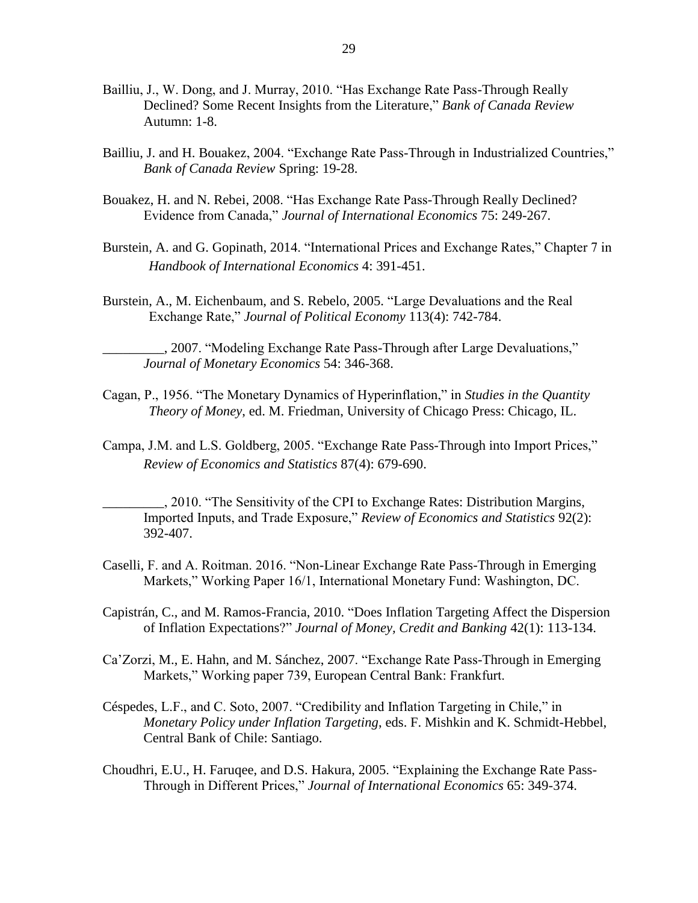Bailliu, J., W. Dong, and J. Murray, 2010. "Has Exchange Rate Pass-Through Really Declined? Some Recent Insights from the Literature," *Bank of Canada Review* Autumn: 1-8.

Bailliu, J. and H. Bouakez, 2004. "Exchange Rate Pass-Through in Industrialized Countries," *Bank of Canada Review* Spring: 19-28.

Bouakez, H. and N. Rebei, 2008. "Has Exchange Rate Pass-Through Really Declined? Evidence from Canada," *Journal of International Economics* 75: 249-267.

Burstein, A. and G. Gopinath, 2014. "International Prices and Exchange Rates," Chapter 7 in *Handbook of International Economics* 4: 391-451.

Burstein, A., M. Eichenbaum, and S. Rebelo, 2005. "Large Devaluations and the Real Exchange Rate," *Journal of Political Economy* 113(4): 742-784.

_________, 2007. "Modeling Exchange Rate Pass-Through after Large Devaluations," *Journal of Monetary Economics* 54: 346-368.

Cagan, P., 1956. "The Monetary Dynamics of Hyperinflation," in *Studies in the Quantity Theory of Money*, ed. M. Friedman, University of Chicago Press: Chicago, IL.

Campa, J.M. and L.S. Goldberg, 2005. "Exchange Rate Pass-Through into Import Prices," *Review of Economics and Statistics* 87(4): 679-690.

_________, 2010. "The Sensitivity of the CPI to Exchange Rates: Distribution Margins, Imported Inputs, and Trade Exposure," *Review of Economics and Statistics* 92(2): 392-407.

Caselli, F. and A. Roitman. 2016. "Non-Linear Exchange Rate Pass-Through in Emerging Markets," Working Paper 16/1, International Monetary Fund: Washington, DC.

Capistrán, C., and M. Ramos-Francia, 2010. "Does Inflation Targeting Affect the Dispersion of Inflation Expectations?" *Journal of Money, Credit and Banking* 42(1): 113-134.

Ca'Zorzi, M., E. Hahn, and M. Sánchez, 2007. "Exchange Rate Pass-Through in Emerging Markets," Working paper 739, European Central Bank: Frankfurt.

Céspedes, L.F., and C. Soto, 2007. "Credibility and Inflation Targeting in Chile," in *Monetary Policy under Inflation Targeting*, eds. F. Mishkin and K. Schmidt-Hebbel, Central Bank of Chile: Santiago.

Choudhri, E.U., H. Faruqee, and D.S. Hakura, 2005. "Explaining the Exchange Rate Pass-Through in Different Prices," *Journal of International Economics* 65: 349-374.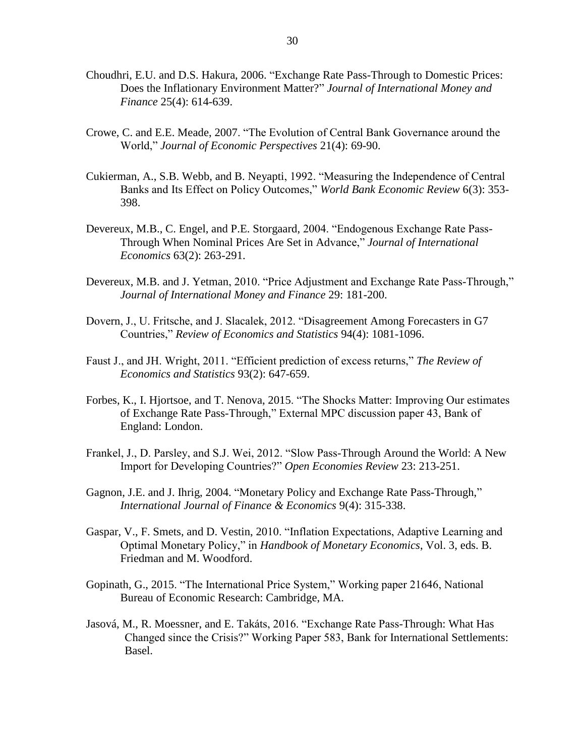Choudhri, E.U. and D.S. Hakura, 2006. "Exchange Rate Pass-Through to Domestic Prices: Does the Inflationary Environment Matter?" *Journal of International Money and Finance* 25(4): 614-639.

Crowe, C. and E.E. Meade, 2007. "The Evolution of Central Bank Governance around the World," *Journal of Economic Perspectives* 21(4): 69-90.

Cukierman, A., S.B. Webb, and B. Neyapti, 1992. "Measuring the Independence of Central Banks and Its Effect on Policy Outcomes," *World Bank Economic Review* 6(3): 353-398.

Devereux, M.B., C. Engel, and P.E. Storgaard, 2004. "Endogenous Exchange Rate Pass-Through When Nominal Prices Are Set in Advance," *Journal of International Economics* 63(2): 263-291.

Devereux, M.B. and J. Yetman, 2010. "Price Adjustment and Exchange Rate Pass-Through," *Journal of International Money and Finance* 29: 181-200.

Dovern, J., U. Fritsche, and J. Slacalek, 2012. "Disagreement Among Forecasters in G7 Countries," *Review of Economics and Statistics* 94(4): 1081-1096.

Faust J., and JH. Wright, 2011. "Efficient prediction of excess returns," *The Review of Economics and Statistics* 93(2): 647-659.

Forbes, K., I. Hjortsoe, and T. Nenova, 2015. "The Shocks Matter: Improving Our estimates of Exchange Rate Pass-Through," External MPC discussion paper 43, Bank of England: London.

Frankel, J., D. Parsley, and S.J. Wei, 2012. "Slow Pass-Through Around the World: A New Import for Developing Countries?" *Open Economies Review* 23: 213-251.

Gagnon, J.E. and J. Ihrig, 2004. "Monetary Policy and Exchange Rate Pass-Through," *International Journal of Finance & Economics* 9(4): 315-338.

Gaspar, V., F. Smets, and D. Vestin, 2010. "Inflation Expectations, Adaptive Learning and Optimal Monetary Policy," in *Handbook of Monetary Economics*, Vol. 3, eds. B. Friedman and M. Woodford.

Gopinath, G., 2015. "The International Price System," Working paper 21646, National Bureau of Economic Research: Cambridge, MA.

Jasová, M., R. Moessner, and E. Takáts, 2016. "Exchange Rate Pass-Through: What Has Changed since the Crisis?" Working Paper 583, Bank for International Settlements: Basel.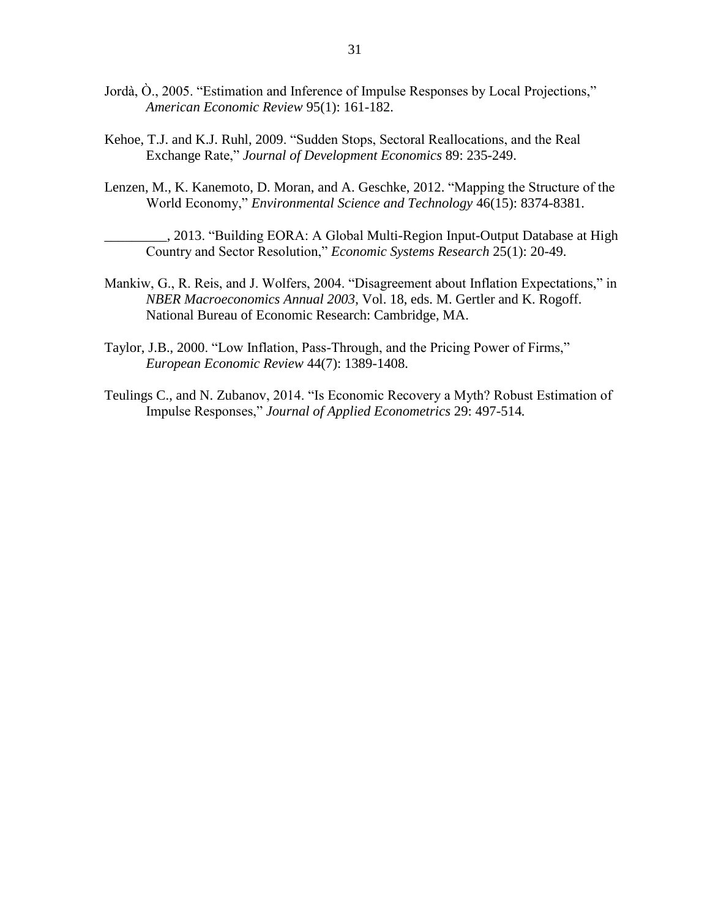Jordà, Ò., 2005. "Estimation and Inference of Impulse Responses by Local Projections," *American Economic Review* 95(1): 161-182.

Kehoe, T.J. and K.J. Ruhl, 2009. "Sudden Stops, Sectoral Reallocations, and the Real Exchange Rate," *Journal of Development Economics* 89: 235-249.

Lenzen, M., K. Kanemoto, D. Moran, and A. Geschke, 2012. "Mapping the Structure of the World Economy," *Environmental Science and Technology* 46(15): 8374-8381.

_________, 2013. "Building EORA: A Global Multi-Region Input-Output Database at High Country and Sector Resolution," *Economic Systems Research* 25(1): 20-49.

Mankiw, G., R. Reis, and J. Wolfers, 2004. "Disagreement about Inflation Expectations," in *NBER Macroeconomics Annual 2003,* Vol. 18, eds. M. Gertler and K. Rogoff. National Bureau of Economic Research: Cambridge, MA.

Taylor, J.B., 2000. "Low Inflation, Pass-Through, and the Pricing Power of Firms," *European Economic Review* 44(7): 1389-1408.

Teulings C., and N. Zubanov, 2014. "Is Economic Recovery a Myth? Robust Estimation of Impulse Responses," *Journal of Applied Econometrics* 29: 497-514.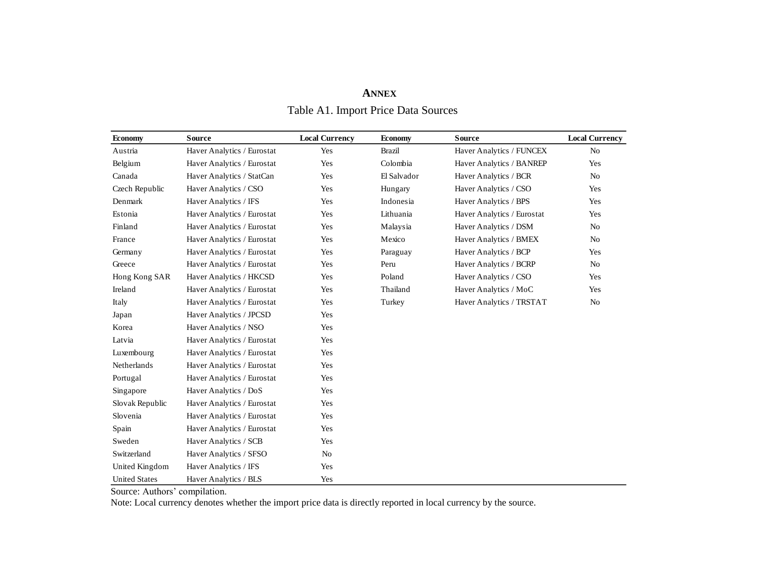# ANNEX

Table A1. Import Price Data Sources

| Economy | Source | Local Currency | Economy | Source | Local Currency |
|---|---|---|---|---|---|
| Austria | Haver Analytics / Eurostat | Yes | Brazil | Haver Analytics / FUNCEX | No |
| Belgium | Haver Analytics / Eurostat | Yes | Colombia | Haver Analytics / BANREP | Yes |
| Canada | Haver Analytics / StatCan | Yes | El Salvador | Haver Analytics / BCR | No |
| Czech Republic | Haver Analytics / CSO | Yes | Hungary | Haver Analytics / CSO | Yes |
| Denmark | Haver Analytics / IFS | Yes | Indonesia | Haver Analytics / BPS | Yes |
| Estonia | Haver Analytics / Eurostat | Yes | Lithuania | Haver Analytics / Eurostat | Yes |
| Finland | Haver Analytics / Eurostat | Yes | Malaysia | Haver Analytics / DSM | No |
| France | Haver Analytics / Eurostat | Yes | Mexico | Haver Analytics / BMEX | No |
| Germany | Haver Analytics / Eurostat | Yes | Paraguay | Haver Analytics / BCP | Yes |
| Greece | Haver Analytics / Eurostat | Yes | Peru | Haver Analytics / BCRP | No |
| Hong Kong SAR | Haver Analytics / HKCSD | Yes | Poland | Haver Analytics / CSO | Yes |
| Ireland | Haver Analytics / Eurostat | Yes | Thailand | Haver Analytics / MoC | Yes |
| Italy | Haver Analytics / Eurostat | Yes | Turkey | Haver Analytics / TRSTAT | No |
| Japan | Haver Analytics / JPCSD | Yes | | | |
| Korea | Haver Analytics / NSO | Yes | | | |
| Latvia | Haver Analytics / Eurostat | Yes | | | |
| Luxembourg | Haver Analytics / Eurostat | Yes | | | |
| Netherlands | Haver Analytics / Eurostat | Yes | | | |
| Portugal | Haver Analytics / Eurostat | Yes | | | |
| Singapore | Haver Analytics / DoS | Yes | | | |
| Slovak Republic | Haver Analytics / Eurostat | Yes | | | |
| Slovenia | Haver Analytics / Eurostat | Yes | | | |
| Spain | Haver Analytics / Eurostat | Yes | | | |
| Sweden | Haver Analytics / SCB | Yes | | | |
| Switzerland | Haver Analytics / SFSO | No | | | |
| United Kingdom | Haver Analytics / IFS | Yes | | | |
| United States | Haver Analytics / BLS | Yes | | | |

Source: Authors' compilation.

Note: Local currency denotes whether the import price data is directly reported in local currency by the source.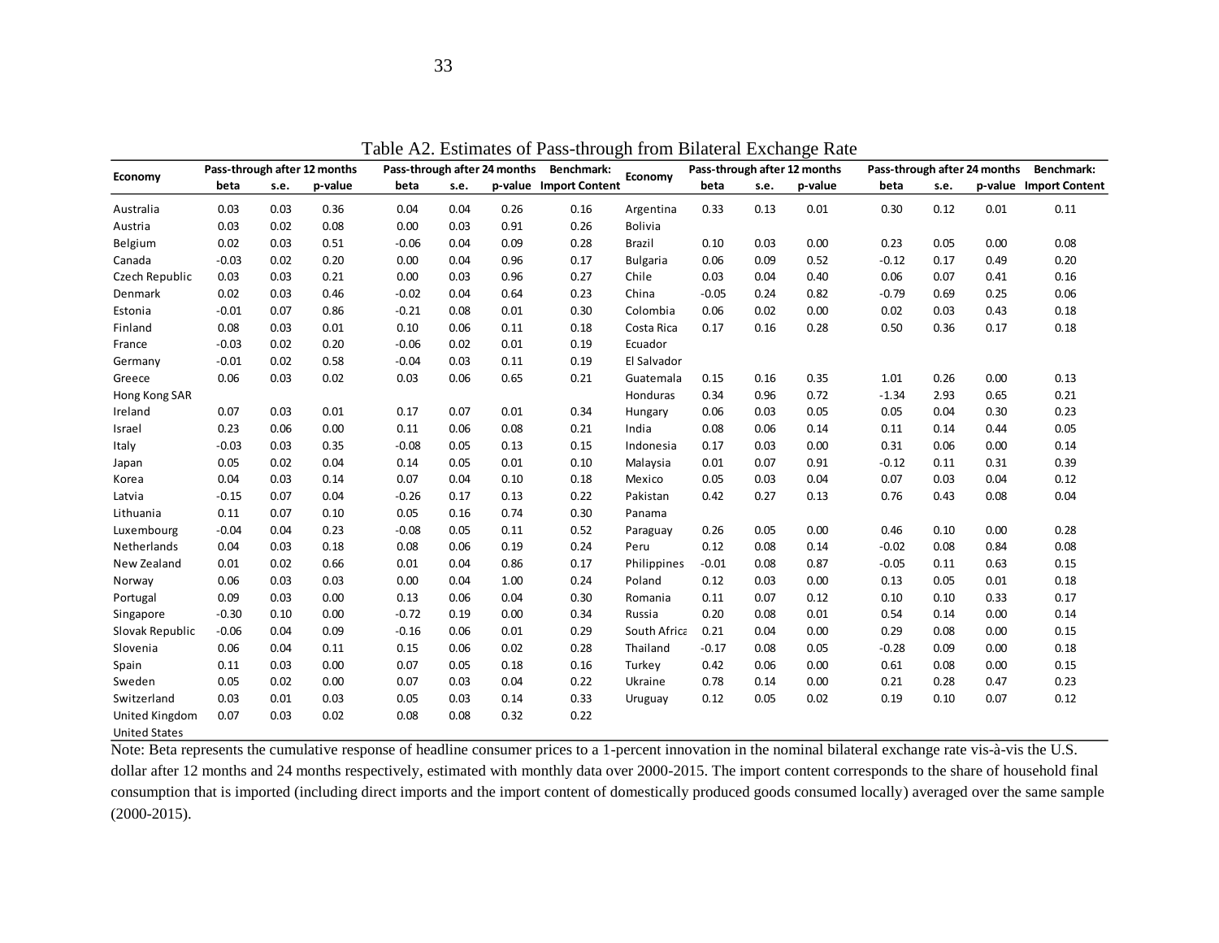Table A2. Estimates of Pass-through from Bilateral Exchange Rate

| Economy | Pass-through after 12 months | | | Pass-through after 24 months | | | Benchmark: | Economy | Pass-through after 12 months | | | Pass-through after 24 months | | | Benchmark: |
|---|---|---|---|---|---|---|---|---|---|---|---|---|---|---|---|
| | beta | s.e. | p-value | beta | s.e. | p-value | Import Content | | beta | s.e. | p-value | beta | s.e. | p-value | Import Content |
| Australia | 0.03 | 0.03 | 0.36 | 0.04 | 0.04 | 0.26 | 0.16 | Argentina | 0.33 | 0.13 | 0.01 | 0.30 | 0.12 | 0.01 | 0.11 |
| Austria | 0.03 | 0.02 | 0.08 | 0.00 | 0.03 | 0.91 | 0.26 | Bolivia | | | | | | | |
| Belgium | 0.02 | 0.03 | 0.51 | -0.06 | 0.04 | 0.09 | 0.28 | Brazil | 0.10 | 0.03 | 0.00 | 0.23 | 0.05 | 0.00 | 0.08 |
| Canada | -0.03 | 0.02 | 0.20 | 0.00 | 0.04 | 0.96 | 0.17 | Bulgaria | 0.06 | 0.09 | 0.52 | -0.12 | 0.17 | 0.49 | 0.20 |
| Czech Republic | 0.03 | 0.03 | 0.21 | 0.00 | 0.03 | 0.96 | 0.27 | Chile | 0.03 | 0.04 | 0.40 | 0.06 | 0.07 | 0.41 | 0.16 |
| Denmark | 0.02 | 0.03 | 0.46 | -0.02 | 0.04 | 0.64 | 0.23 | China | -0.05 | 0.24 | 0.82 | -0.79 | 0.69 | 0.25 | 0.06 |
| Estonia | -0.01 | 0.07 | 0.86 | -0.21 | 0.08 | 0.01 | 0.30 | Colombia | 0.06 | 0.02 | 0.00 | 0.02 | 0.03 | 0.43 | 0.18 |
| Finland | 0.08 | 0.03 | 0.01 | 0.10 | 0.06 | 0.11 | 0.18 | Costa Rica | 0.17 | 0.16 | 0.28 | 0.50 | 0.36 | 0.17 | 0.18 |
| France | -0.03 | 0.02 | 0.20 | -0.06 | 0.02 | 0.01 | 0.19 | Ecuador | | | | | | | |
| Germany | -0.01 | 0.02 | 0.58 | -0.04 | 0.03 | 0.11 | 0.19 | El Salvador | | | | | | | |
| Greece | 0.06 | 0.03 | 0.02 | 0.03 | 0.06 | 0.65 | 0.21 | Guatemala | 0.15 | 0.16 | 0.35 | 1.01 | 0.26 | 0.00 | 0.13 |
| Hong Kong SAR | | | | | | | | Honduras | 0.34 | 0.96 | 0.72 | -1.34 | 2.93 | 0.65 | 0.21 |
| Ireland | 0.07 | 0.03 | 0.01 | 0.17 | 0.07 | 0.01 | 0.34 | Hungary | 0.06 | 0.03 | 0.05 | 0.05 | 0.04 | 0.30 | 0.23 |
| Israel | 0.23 | 0.06 | 0.00 | 0.11 | 0.06 | 0.08 | 0.21 | India | 0.08 | 0.06 | 0.14 | 0.11 | 0.14 | 0.44 | 0.05 |
| Italy | -0.03 | 0.03 | 0.35 | -0.08 | 0.05 | 0.13 | 0.15 | Indonesia | 0.17 | 0.03 | 0.00 | 0.31 | 0.06 | 0.00 | 0.14 |
| Japan | 0.05 | 0.02 | 0.04 | 0.14 | 0.05 | 0.01 | 0.10 | Malaysia | 0.01 | 0.07 | 0.91 | -0.12 | 0.11 | 0.31 | 0.39 |
| Korea | 0.04 | 0.03 | 0.14 | 0.07 | 0.04 | 0.10 | 0.18 | Mexico | 0.05 | 0.03 | 0.04 | 0.07 | 0.03 | 0.04 | 0.12 |
| Latvia | -0.15 | 0.07 | 0.04 | -0.26 | 0.17 | 0.13 | 0.22 | Pakistan | 0.42 | 0.27 | 0.13 | 0.76 | 0.43 | 0.08 | 0.04 |
| Lithuania | 0.11 | 0.07 | 0.10 | 0.05 | 0.16 | 0.74 | 0.30 | Panama | | | | | | | |
| Luxembourg | -0.04 | 0.04 | 0.23 | -0.08 | 0.05 | 0.11 | 0.52 | Paraguay | 0.26 | 0.05 | 0.00 | 0.46 | 0.10 | 0.00 | 0.28 |
| Netherlands | 0.04 | 0.03 | 0.18 | 0.08 | 0.06 | 0.19 | 0.24 | Peru | 0.12 | 0.08 | 0.14 | -0.02 | 0.08 | 0.84 | 0.08 |
| New Zealand | 0.01 | 0.02 | 0.66 | 0.01 | 0.04 | 0.86 | 0.17 | Philippines | -0.01 | 0.08 | 0.87 | -0.05 | 0.11 | 0.63 | 0.15 |
| Norway | 0.06 | 0.03 | 0.03 | 0.00 | 0.04 | 1.00 | 0.24 | Poland | 0.12 | 0.03 | 0.00 | 0.13 | 0.05 | 0.01 | 0.18 |
| Portugal | 0.09 | 0.03 | 0.00 | 0.13 | 0.06 | 0.04 | 0.30 | Romania | 0.11 | 0.07 | 0.12 | 0.10 | 0.10 | 0.33 | 0.17 |
| Singapore | -0.30 | 0.10 | 0.00 | -0.72 | 0.19 | 0.00 | 0.34 | Russia | 0.20 | 0.08 | 0.01 | 0.54 | 0.14 | 0.00 | 0.14 |
| Slovak Republic | -0.06 | 0.04 | 0.09 | -0.16 | 0.06 | 0.01 | 0.29 | South Africa | 0.21 | 0.04 | 0.00 | 0.29 | 0.08 | 0.00 | 0.15 |
| Slovenia | 0.06 | 0.04 | 0.11 | 0.15 | 0.06 | 0.02 | 0.28 | Thailand | -0.17 | 0.08 | 0.05 | -0.28 | 0.09 | 0.00 | 0.18 |
| Spain | 0.11 | 0.03 | 0.00 | 0.07 | 0.05 | 0.18 | 0.16 | Turkey | 0.42 | 0.06 | 0.00 | 0.61 | 0.08 | 0.00 | 0.15 |
| Sweden | 0.05 | 0.02 | 0.00 | 0.07 | 0.03 | 0.04 | 0.22 | Ukraine | 0.78 | 0.14 | 0.00 | 0.21 | 0.28 | 0.47 | 0.23 |
| Switzerland | 0.03 | 0.01 | 0.03 | 0.05 | 0.03 | 0.14 | 0.33 | Uruguay | 0.12 | 0.05 | 0.02 | 0.19 | 0.10 | 0.07 | 0.12 |
| United Kingdom | 0.07 | 0.03 | 0.02 | 0.08 | 0.08 | 0.32 | 0.22 | | | | | | | | |
| United States | | | | | | | | | | | | | | | |

Note: Beta represents the cumulative response of headline consumer prices to a 1-percent innovation in the nominal bilateral exchange rate vis-à-vis the U.S. dollar after 12 months and 24 months respectively, estimated with monthly data over 2000-2015. The import content corresponds to the share of household final consumption that is imported (including direct imports and the import content of domestically produced goods consumed locally) averaged over the same sample (2000-2015).